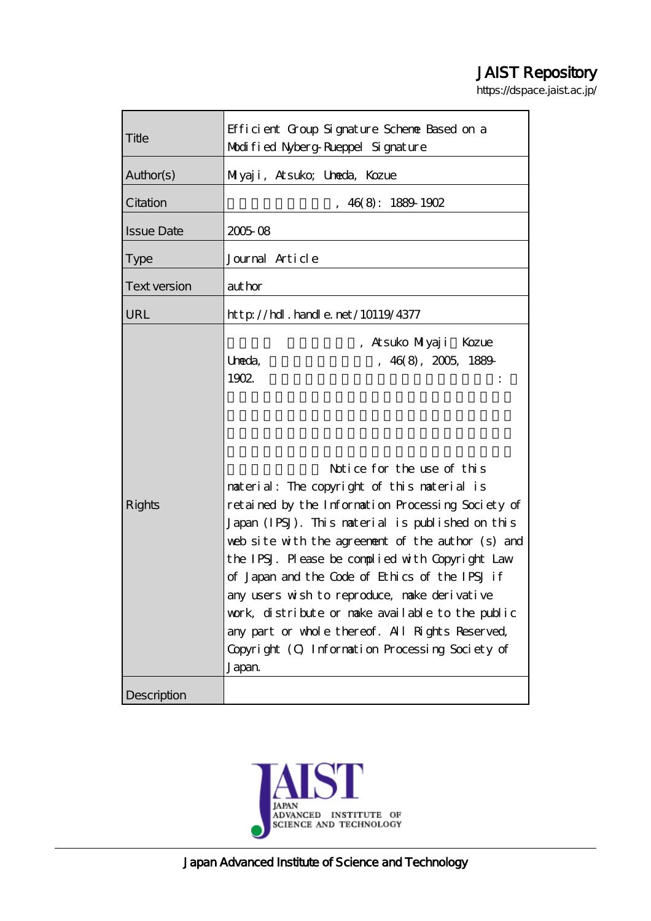# JAIST Repository

https://dspace.jaist.ac.jp/

| | |
|---|---|
| Title | Efficient Group Signature Scheme Based on a Modified Nyberg-Rueppel Signature |
| Author(s) | Miyaji, Atsuko; Umeda, Kozue |
| Citation | , 46(8): 1889-1902 |
| Issue Date | 2005-08 |
| Type | Journal Article |
| Text version | author |
| URL | http://hdl.handle.net/10119/4377 |
| Rights | , Atsuko Miyaji, Kozue Umeda, , 46(8), 2005, 1889-1902. : Notice for the use of this material: The copyright of this material is retained by the Information Processing Society of Japan (IPSJ). This material is published on this web site with the agreement of the author (s) and the IPSJ. Please be complied with Copyright Law of Japan and the Code of Ethics of the IPSJ if any users wish to reproduce, make derivative work, distribute or make available to the public any part or whole thereof. All Rights Reserved, Copyright (C) Information Processing Society of Japan. |
| Description | |

JAPAN ADVANCED INSTITUTE OF SCIENCE AND TECHNOLOGY

Japan Advanced Institute of Science and Technology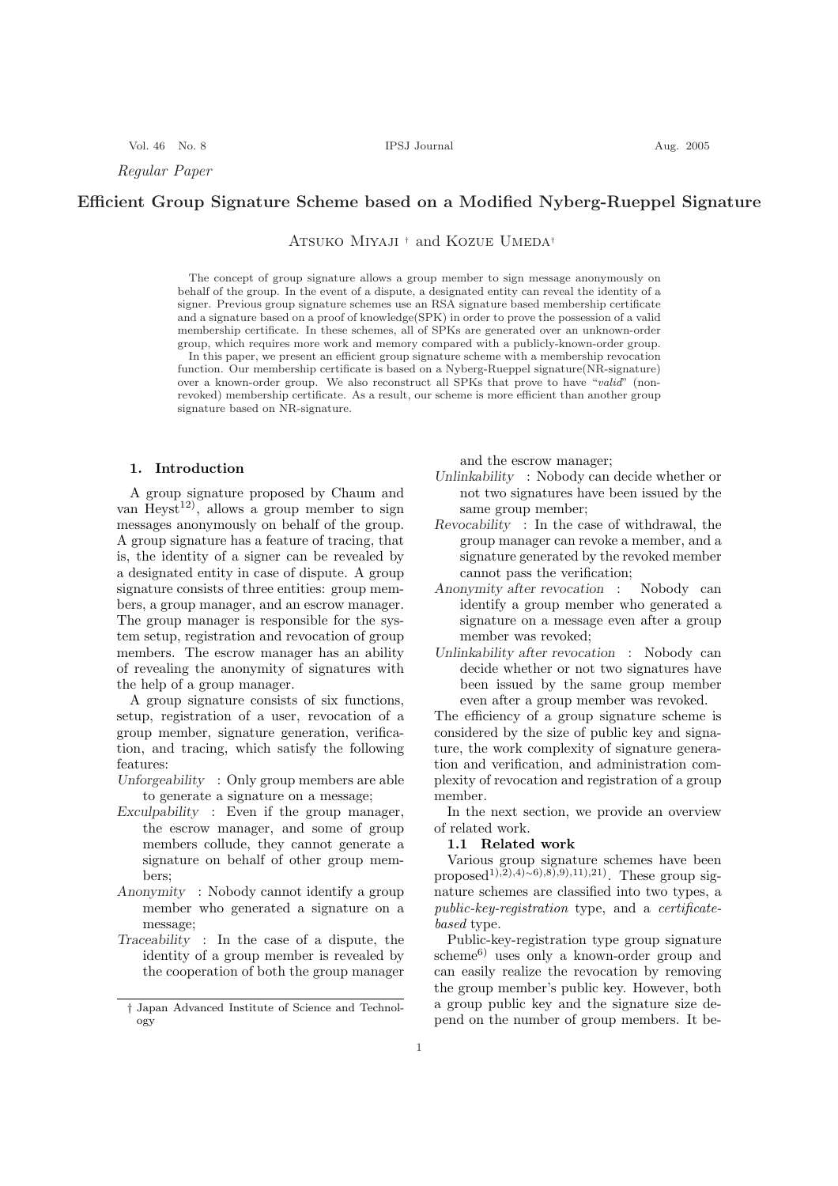# Efficient Group Signature Scheme based on a Modified Nyberg-Rueppel Signature

Atsuko Miyaji † and Kozue Umeda†

The concept of group signature allows a group member to sign message anonymously on behalf of the group. In the event of a dispute, a designated entity can reveal the identity of a signer. Previous group signature schemes use an RSA signature based membership certificate and a signature based on a proof of knowledge(SPK) in order to prove the possession of a valid membership certificate. In these schemes, all of SPKs are generated over an unknown-order group, which requires more work and memory compared with a publicly-known-order group.

In this paper, we present an efficient group signature scheme with a membership revocation function. Our membership certificate is based on a Nyberg-Rueppel signature(NR-signature) over a known-order group. We also reconstruct all SPKs that prove to have "*valid*" (non-revoked) membership certificate. As a result, our scheme is more efficient than another group signature based on NR-signature.

## 1. Introduction

A group signature proposed by Chaum and van Heyst[12], allows a group member to sign messages anonymously on behalf of the group. A group signature has a feature of tracing, that is, the identity of a signer can be revealed by a designated entity in case of dispute. A group signature consists of three entities: group members, a group manager, and an escrow manager. The group manager is responsible for the system setup, registration and revocation of group members. The escrow manager has an ability of revealing the anonymity of signatures with the help of a group manager.

A group signature consists of six functions, setup, registration of a user, revocation of a group member, signature generation, verification, and tracing, which satisfy the following features:

*Unforgeability* : Only group members are able to generate a signature on a message;

*Exculpability* : Even if the group manager, the escrow manager, and some of group members collude, they cannot generate a signature on behalf of other group members;

*Anonymity* : Nobody cannot identify a group member who generated a signature on a message;

*Traceability* : In the case of a dispute, the identity of a group member is revealed by the cooperation of both the group manager and the escrow manager;

*Unlinkability* : Nobody can decide whether or not two signatures have been issued by the same group member;

*Revocability* : In the case of withdrawal, the group manager can revoke a member, and a signature generated by the revoked member cannot pass the verification;

*Anonymity after revocation* : Nobody can identify a group member who generated a signature on a message even after a group member was revoked;

*Unlinkability after revocation* : Nobody can decide whether or not two signatures have been issued by the same group member even after a group member was revoked.

The efficiency of a group signature scheme is considered by the size of public key and signature, the work complexity of signature generation and verification, and administration complexity of revocation and registration of a group member.

In the next section, we provide an overview of related work.

### 1.1 Related work

Various group signature schemes have been proposed[1),2),4)∼6),8),9),11),21)]. These group signature schemes are classified into two types, a *public-key-registration* type, and a *certificate-based* type.

Public-key-registration type group signature scheme[6] uses only a known-order group and can easily realize the revocation by removing the group member's public key. However, both a group public key and the signature size depend on the number of group members. It be-

† Japan Advanced Institute of Science and Technology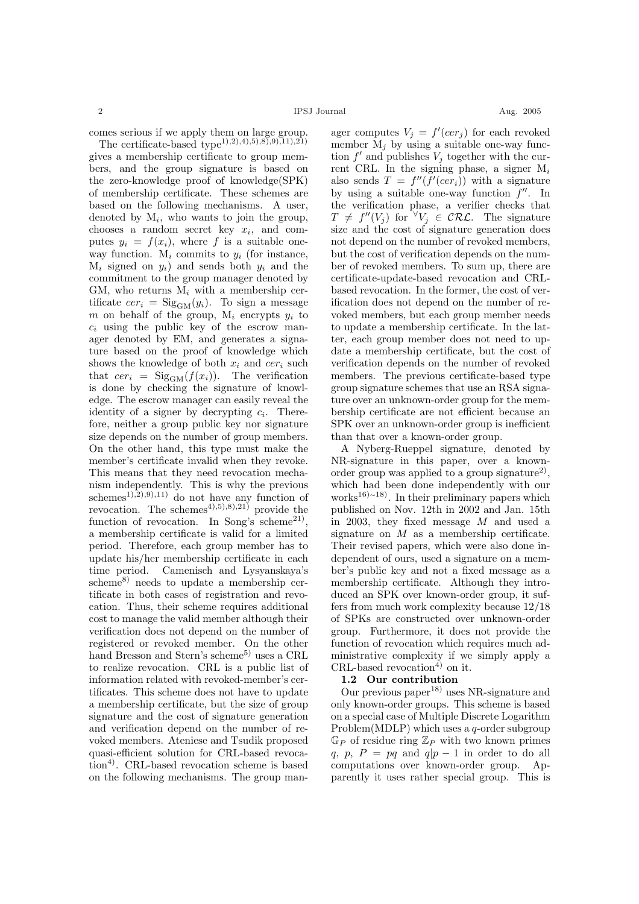comes serious if we apply them on large group.

The certificate-based type[1),2),4),5),8),9),11),21)] gives a membership certificate to group members, and the group signature is based on the zero-knowledge proof of knowledge(SPK) of membership certificate. These schemes are based on the following mechanisms. A user, denoted by $\mathrm{M}_i$, who wants to join the group, chooses a random secret key $x_i$, and computes $y_i = f(x_i)$, where $f$ is a suitable one-way function. $\mathrm{M}_i$ commits to $y_i$ (for instance, $\mathrm{M}_i$ signed on $y_i$) and sends both $y_i$ and the commitment to the group manager denoted by GM, who returns $\mathrm{M}_i$ with a membership certificate $cer_i = \mathrm{Sig}_{\mathrm{GM}}(y_i)$. To sign a message $m$ on behalf of the group, $\mathrm{M}_i$ encrypts $y_i$ to $c_i$ using the public key of the escrow manager denoted by EM, and generates a signature based on the proof of knowledge which shows the knowledge of both $x_i$ and $cer_i$ such that $cer_i = \mathrm{Sig}_{\mathrm{GM}}(f(x_i))$. The verification is done by checking the signature of knowledge. The escrow manager can easily reveal the identity of a signer by decrypting $c_i$. Therefore, neither a group public key nor signature size depends on the number of group members. On the other hand, this type must make the member's certificate invalid when they revoke. This means that they need revocation mechanism independently. This is why the previous schemes[1),2),9),11)] do not have any function of revocation. The schemes[4),5),8),21)] provide the function of revocation. In Song's scheme[21)], a membership certificate is valid for a limited period. Therefore, each group member has to update his/her membership certificate in each time period. Camenisch and Lysyanskaya's scheme[8)] needs to update a membership certificate in both cases of registration and revocation. Thus, their scheme requires additional cost to manage the valid member although their verification does not depend on the number of registered or revoked member. On the other hand Bresson and Stern's scheme[5)] uses a CRL to realize revocation. CRL is a public list of information related with revoked-member's certificates. This scheme does not have to update a membership certificate, but the size of group signature and the cost of signature generation and verification depend on the number of revoked members. Ateniese and Tsudik proposed quasi-efficient solution for CRL-based revocation[4)]. CRL-based revocation scheme is based on the following mechanisms. The group manager computes $V_j = f'(cer_j)$ for each revoked member $\mathrm{M}_j$ by using a suitable one-way function $f'$ and publishes $V_j$ together with the current CRL. In the signing phase, a signer $\mathrm{M}_i$ also sends $T = f''(f'(cer_i))$ with a signature by using a suitable one-way function $f''$. In the verification phase, a verifier checks that $T \neq f''(V_j)$ for $^{\forall}V_j \in \mathcal{CRL}$. The signature size and the cost of signature generation does not depend on the number of revoked members, but the cost of verification depends on the number of revoked members. To sum up, there are certificate-update-based revocation and CRL-based revocation. In the former, the cost of verification does not depend on the number of revoked members, but each group member needs to update a membership certificate. In the latter, each group member does not need to update a membership certificate, but the cost of verification depends on the number of revoked members. The previous certificate-based type group signature schemes that use an RSA signature over an unknown-order group for the membership certificate are not efficient because an SPK over an unknown-order group is inefficient than that over a known-order group.

A Nyberg-Rueppel signature, denoted by NR-signature in this paper, over a known-order group was applied to a group signature[2)], which had been done independently with our works[16)~18)]. In their preliminary papers which published on Nov. 12th in 2002 and Jan. 15th in 2003, they fixed message $M$ and used a signature on $M$ as a membership certificate. Their revised papers, which were also done independent of ours, used a signature on a member's public key and not a fixed message as a membership certificate. Although they introduced an SPK over known-order group, it suffers from much work complexity because 12/18 of SPKs are constructed over unknown-order group. Furthermore, it does not provide the function of revocation which requires much administrative complexity if we simply apply a CRL-based revocation[4)] on it.

### 1.2 Our contribution

Our previous paper[18)] uses NR-signature and only known-order groups. This scheme is based on a special case of Multiple Discrete Logarithm Problem(MDLP) which uses a $q$-order subgroup $\mathbb{G}_P$ of residue ring $\mathbb{Z}_P$ with two known primes $q$, $p$, $P = pq$ and $q|p-1$ in order to do all computations over known-order group. Apparently it uses rather special group. This is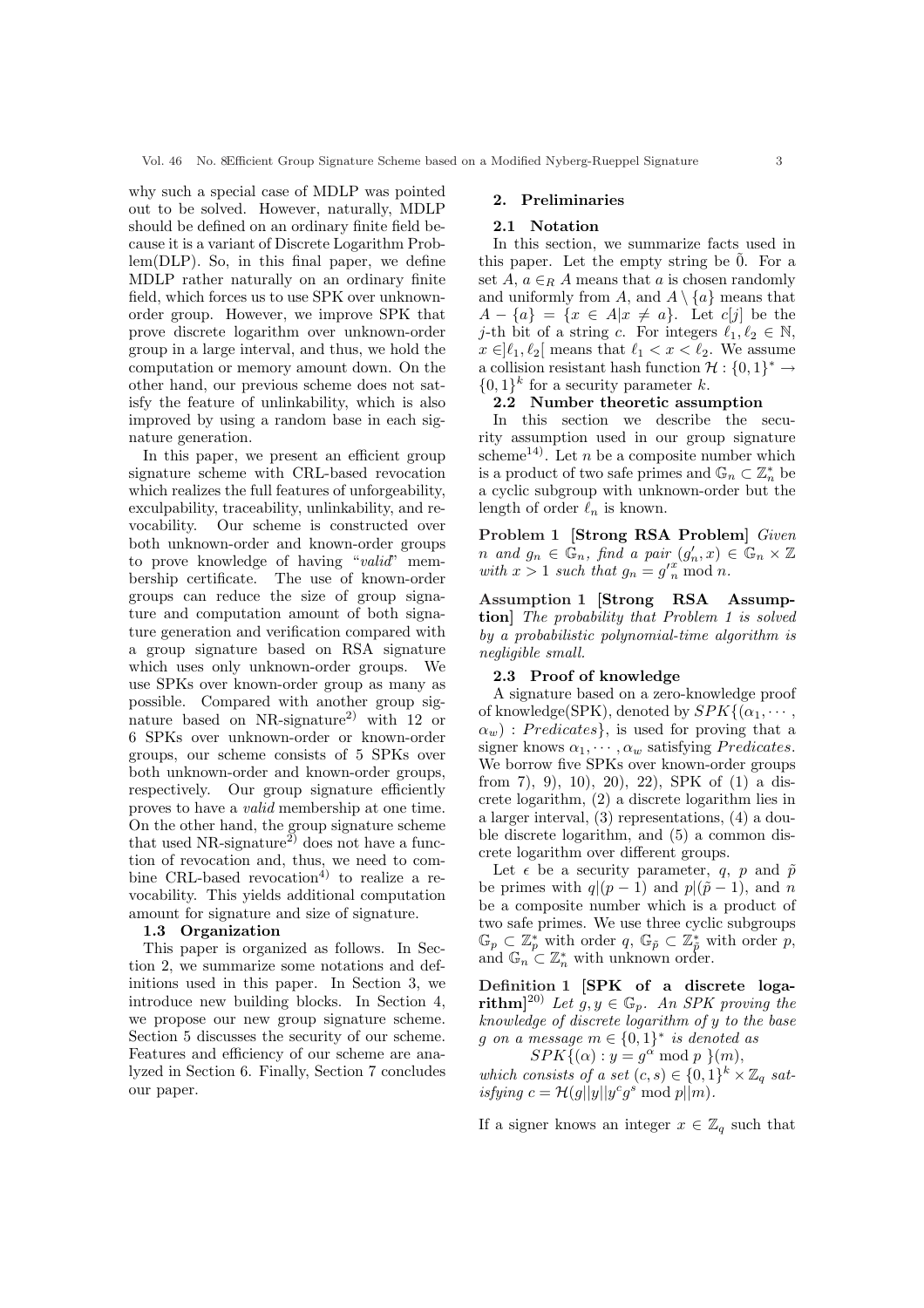why such a special case of MDLP was pointed out to be solved. However, naturally, MDLP should be defined on an ordinary finite field because it is a variant of Discrete Logarithm Problem(DLP). So, in this final paper, we define MDLP rather naturally on an ordinary finite field, which forces us to use SPK over unknown-order group. However, we improve SPK that prove discrete logarithm over unknown-order group in a large interval, and thus, we hold the computation or memory amount down. On the other hand, our previous scheme does not satisfy the feature of unlinkability, which is also improved by using a random base in each signature generation.

In this paper, we present an efficient group signature scheme with CRL-based revocation which realizes the full features of unforgeability, exculpability, traceability, unlinkability, and revocability. Our scheme is constructed over both unknown-order and known-order groups to prove knowledge of having "*valid*" membership certificate. The use of known-order groups can reduce the size of group signature and computation amount of both signature generation and verification compared with a group signature based on RSA signature which uses only unknown-order groups. We use SPKs over known-order group as many as possible. Compared with another group signature based on NR-signature[2] with 12 or 6 SPKs over unknown-order or known-order groups, our scheme consists of 5 SPKs over both unknown-order and known-order groups, respectively. Our group signature efficiently proves to have a *valid* membership at one time. On the other hand, the group signature scheme that used NR-signature[2] does not have a function of revocation and, thus, we need to combine CRL-based revocation[4] to realize a revocability. This yields additional computation amount for signature and size of signature.

### 1.3 Organization

This paper is organized as follows. In Section 2, we summarize some notations and definitions used in this paper. In Section 3, we introduce new building blocks. In Section 4, we propose our new group signature scheme. Section 5 discusses the security of our scheme. Features and efficiency of our scheme are analyzed in Section 6. Finally, Section 7 concludes our paper.

## 2. Preliminaries

### 2.1 Notation

In this section, we summarize facts used in this paper. Let the empty string be $\tilde{0}$. For a set $A$, $a \in_R A$ means that $a$ is chosen randomly and uniformly from $A$, and $A \setminus \{a\}$ means that $A - \{a\} = \{x \in A | x \neq a\}$. Let $c[j]$ be the $j$-th bit of a string $c$. For integers $\ell_1, \ell_2 \in \mathbb{N}$, $x \in ]\ell_1, \ell_2[$ means that $\ell_1 < x < \ell_2$. We assume a collision resistant hash function $\mathcal{H} : \{0,1\}^* \rightarrow \{0,1\}^k$ for a security parameter $k$.

### 2.2 Number theoretic assumption

In this section we describe the security assumption used in our group signature scheme[14]. Let $n$ be a composite number which is a product of two safe primes and $\mathbb{G}_n \subset \mathbb{Z}_n^*$ be a cyclic subgroup with unknown-order but the length of order $\ell_n$ is known.

**Problem 1 [Strong RSA Problem]** *Given $n$ and $g_n \in \mathbb{G}_n$, find a pair $(g'_n, x) \in \mathbb{G}_n \times \mathbb{Z}$ with $x > 1$ such that $g_n = {g'}_n^x \bmod n$.*

**Assumption 1 [Strong RSA Assumption]** *The probability that Problem 1 is solved by a probabilistic polynomial-time algorithm is negligible small.*

### 2.3 Proof of knowledge

A signature based on a zero-knowledge proof of knowledge(SPK), denoted by $SPK\{(\alpha_1, \cdots, \alpha_w) : Predicates\}$, is used for proving that a signer knows $\alpha_1, \cdots, \alpha_w$ satisfying *Predicates*. We borrow five SPKs over known-order groups from 7), 9), 10), 20), 22), SPK of (1) a discrete logarithm, (2) a discrete logarithm lies in a larger interval, (3) representations, (4) a double discrete logarithm, and (5) a common discrete logarithm over different groups.

Let $\epsilon$ be a security parameter, $q$, $p$ and $\tilde{p}$ be primes with $q|(p-1)$ and $p|(\tilde{p}-1)$, and $n$ be a composite number which is a product of two safe primes. We use three cyclic subgroups $\mathbb{G}_p \subset \mathbb{Z}_p^*$ with order $q$, $\mathbb{G}_{\tilde{p}} \subset \mathbb{Z}_{\tilde{p}}^*$ with order $p$, and $\mathbb{G}_n \subset \mathbb{Z}_n^*$ with unknown order.

**Definition 1 [SPK of a discrete logarithm]**[20] *Let $g, y \in \mathbb{G}_p$. An SPK proving the knowledge of discrete logarithm of $y$ to the base $g$ on a message $m \in \{0,1\}^*$ is denoted as*

$$SPK\{(\alpha) : y = g^\alpha \bmod p\}(m),$$

*which consists of a set $(c, s) \in \{0,1\}^k \times \mathbb{Z}_q$ satisfying $c = \mathcal{H}(g||y||y^c g^s \bmod p||m)$.*

If a signer knows an integer $x \in \mathbb{Z}_q$ such that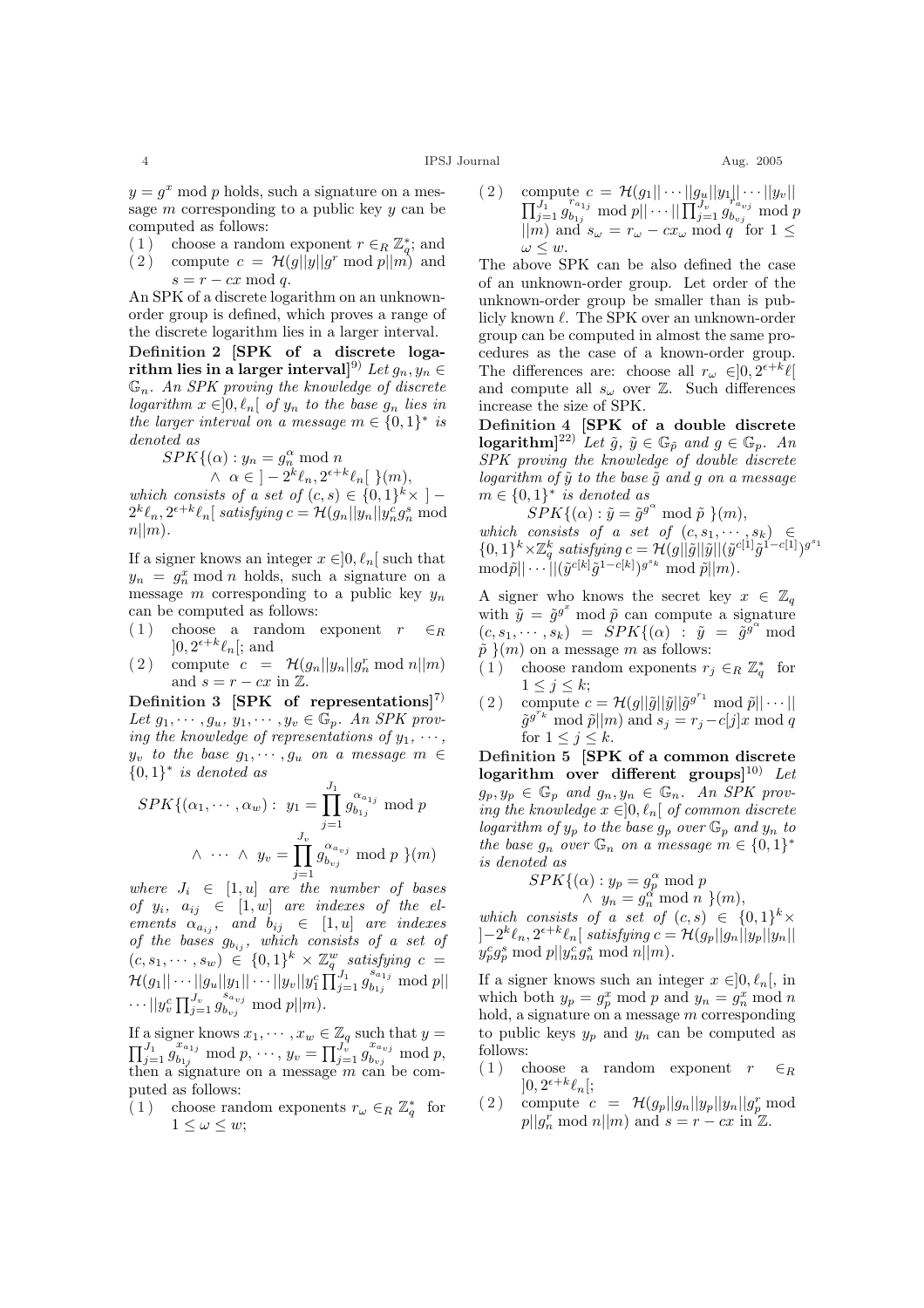$y = g^x \bmod p$ holds, such a signature on a message $m$ corresponding to a public key $y$ can be computed as follows:

(1) choose a random exponent $r \in_R \mathbb{Z}_q^*$; and
(2) compute $c = \mathcal{H}(g||y||g^r \bmod p||m)$ and $s = r - cx \bmod q$.

An SPK of a discrete logarithm on an unknown-order group is defined, which proves a range of the discrete logarithm lies in a larger interval.

**Definition 2 [SPK of a discrete logarithm lies in a larger interval]**[9] *Let $g_n, y_n \in \mathbb{G}_n$. An SPK proving the knowledge of discrete logarithm $x \in ]0, \ell_n[$ of $y_n$ to the base $g_n$ lies in the larger interval on a message $m \in \{0,1\}^*$ is denoted as*

$$SPK\{(\alpha) : y_n = g_n^\alpha \bmod n \\ \wedge\ \alpha \in ]-2^k\ell_n, 2^{\epsilon+k}\ell_n[\ \}(m),$$

*which consists of a set of $(c, s) \in \{0,1\}^k \times ]-2^k\ell_n, 2^{\epsilon+k}\ell_n[$ satisfying $c = \mathcal{H}(g_n||y_n||y_n^c g_n^s \bmod n||m)$.*

If a signer knows an integer $x \in ]0, \ell_n[$ such that $y_n = g_n^x \bmod n$ holds, such a signature on a message $m$ corresponding to a public key $y_n$ can be computed as follows:

(1) choose a random exponent $r \in_R ]0, 2^{\epsilon+k}\ell_n[$; and
(2) compute $c = \mathcal{H}(g_n||y_n||g_n^r \bmod n||m)$ and $s = r - cx$ in $\mathbb{Z}$.

**Definition 3 [SPK of representations]**[7] *Let $g_1, \cdots, g_u,\ y_1, \cdots, y_v \in \mathbb{G}_p$. An SPK proving the knowledge of representations of $y_1, \cdots, y_v$ to the base $g_1, \cdots, g_u$ on a message $m \in \{0,1\}^*$ is denoted as*

$$SPK\{(\alpha_1, \cdots, \alpha_w) :\ y_1 = \prod_{j=1}^{J_1} g_{b_{1j}}^{\alpha_{a_{1j}}} \bmod p \\ \wedge\ \cdots\ \wedge\ y_v = \prod_{j=1}^{J_v} g_{b_{vj}}^{\alpha_{a_{vj}}} \bmod p\ \}(m)$$

*where $J_i \in [1, u]$ are the number of bases of $y_i$, $a_{ij} \in [1, w]$ are indexes of the elements $\alpha_{a_{ij}}$, and $b_{ij} \in [1, u]$ are indexes of the bases $g_{b_{ij}}$, which consists of a set of $(c, s_1, \cdots, s_w) \in \{0,1\}^k \times \mathbb{Z}_q^w$ satisfying $c = \mathcal{H}(g_1||\cdots||g_u||y_1||\cdots||y_v||y_1^c \prod_{j=1}^{J_1} g_{b_{1j}}^{s_{a_{1j}}} \bmod p|| \cdots ||y_v^c \prod_{j=1}^{J_v} g_{b_{vj}}^{s_{a_{vj}}} \bmod p||m)$.*

If a signer knows $x_1, \cdots, x_w \in \mathbb{Z}_q$ such that $y = \prod_{j=1}^{J_1} g_{b_{1j}}^{x_{a_{1j}}} \bmod p, \cdots, y_v = \prod_{j=1}^{J_v} g_{b_{vj}}^{x_{a_{vj}}} \bmod p$, then a signature on a message $m$ can be computed as follows:

(1) choose random exponents $r_\omega \in_R \mathbb{Z}_q^*$ for $1 \le \omega \le w$;
(2) compute $c = \mathcal{H}(g_1||\cdots||g_u||y_1||\cdots||y_v|| \prod_{j=1}^{J_1} g_{b_{1j}}^{r_{a_{1j}}} \bmod p||\cdots||\prod_{j=1}^{J_v} g_{b_{vj}}^{r_{a_{vj}}} \bmod p ||m)$ and $s_\omega = r_\omega - cx_\omega \bmod q$ for $1 \le \omega \le w$.

The above SPK can be also defined the case of an unknown-order group. Let order of the unknown-order group be smaller than is publicly known $\ell$. The SPK over an unknown-order group can be computed in almost the same procedures as the case of a known-order group. The differences are: choose all $r_\omega \in ]0, 2^{\epsilon+k}\ell[$ and compute all $s_\omega$ over $\mathbb{Z}$. Such differences increase the size of SPK.

**Definition 4 [SPK of a double discrete logarithm]**[22] *Let $\tilde{g}, \tilde{y} \in \mathbb{G}_{\tilde{p}}$ and $g \in \mathbb{G}_p$. An SPK proving the knowledge of double discrete logarithm of $\tilde{y}$ to the base $\tilde{g}$ and $g$ on a message $m \in \{0,1\}^*$ is denoted as*

$$SPK\{(\alpha) : \tilde{y} = \tilde{g}^{g^\alpha} \bmod \tilde{p}\ \}(m),$$

*which consists of a set of $(c, s_1, \cdots, s_k) \in \{0,1\}^k \times \mathbb{Z}_q^k$ satisfying $c = \mathcal{H}(g||\tilde{g}||\tilde{y}||(\tilde{y}^{c[1]}\tilde{g}^{1-c[1]})^{g^{s_1}} \bmod \tilde{p}||\cdots||(\tilde{y}^{c[k]}\tilde{g}^{1-c[k]})^{g^{s_k}} \bmod \tilde{p}||m)$.*

A signer who knows the secret key $x \in \mathbb{Z}_q$ with $\tilde{y} = \tilde{g}^{g^x} \bmod \tilde{p}$ can compute a signature $(c, s_1, \cdots, s_k) = SPK\{(\alpha) : \tilde{y} = \tilde{g}^{g^\alpha} \bmod \tilde{p}\ \}(m)$ on a message $m$ as follows:

(1) choose random exponents $r_j \in_R \mathbb{Z}_q^*$ for $1 \le j \le k$;
(2) compute $c = \mathcal{H}(g||\tilde{g}||\tilde{y}||\tilde{g}^{g^{r_1}} \bmod \tilde{p}||\cdots|| \tilde{g}^{g^{r_k}} \bmod \tilde{p}||m)$ and $s_j = r_j - c[j]x \bmod q$ for $1 \le j \le k$.

**Definition 5 [SPK of a common discrete logarithm over different groups]**[10] *Let $g_p, y_p \in \mathbb{G}_p$ and $g_n, y_n \in \mathbb{G}_n$. An SPK proving the knowledge $x \in ]0, \ell_n[$ of common discrete logarithm of $y_p$ to the base $g_p$ over $\mathbb{G}_p$ and $y_n$ to the base $g_n$ over $\mathbb{G}_n$ on a message $m \in \{0,1\}^*$ is denoted as*

$$SPK\{(\alpha) : y_p = g_p^\alpha \bmod p \\ \wedge\ y_n = g_n^\alpha \bmod n\ \}(m),$$

*which consists of a set of $(c, s) \in \{0,1\}^k \times ]-2^k\ell_n, 2^{\epsilon+k}\ell_n[$ satisfying $c = \mathcal{H}(g_p||g_n||y_p||y_n|| y_p^c g_p^s \bmod p||y_n^c g_n^s \bmod n||m)$.*

If a signer knows such an integer $x \in ]0, \ell_n[$, in which both $y_p = g_p^x \bmod p$ and $y_n = g_n^x \bmod n$ hold, a signature on a message $m$ corresponding to public keys $y_p$ and $y_n$ can be computed as follows:

(1) choose a random exponent $r \in_R ]0, 2^{\epsilon+k}\ell_n[$;
(2) compute $c = \mathcal{H}(g_p||g_n||y_p||y_n||g_p^r \bmod p||g_n^r \bmod n||m)$ and $s = r - cx$ in $\mathbb{Z}$.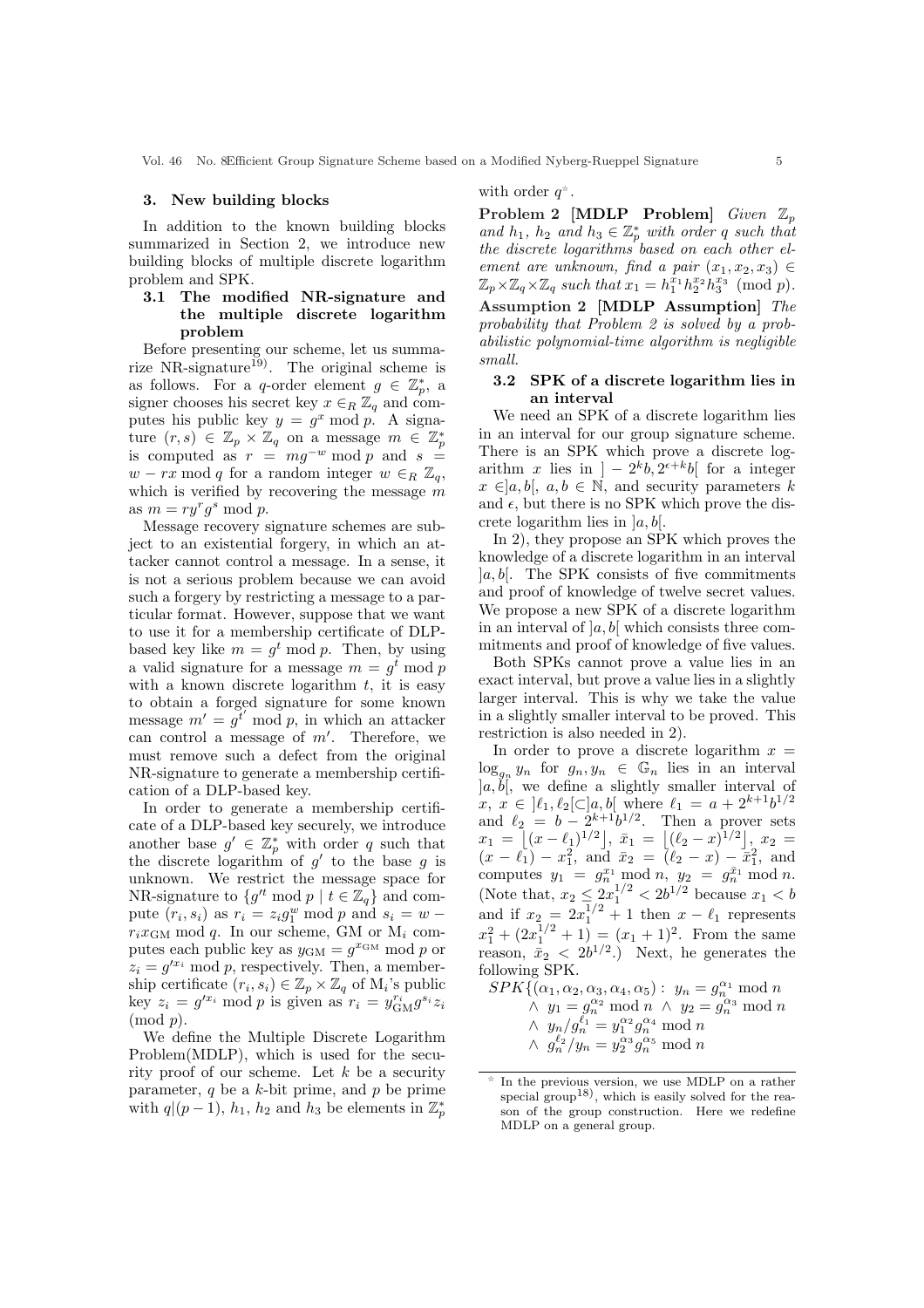## 3. New building blocks

In addition to the known building blocks summarized in Section 2, we introduce new building blocks of multiple discrete logarithm problem and SPK.

### 3.1 The modified NR-signature and the multiple discrete logarithm problem

Before presenting our scheme, let us summarize NR-signature[19]. The original scheme is as follows. For a $q$-order element $g \in \mathbb{Z}_p^*$, a signer chooses his secret key $x \in_R \mathbb{Z}_q$ and computes his public key $y = g^x \bmod p$. A signature $(r, s) \in \mathbb{Z}_p \times \mathbb{Z}_q$ on a message $m \in \mathbb{Z}_p^*$ is computed as $r = mg^{-w} \bmod p$ and $s = w - rx \bmod q$ for a random integer $w \in_R \mathbb{Z}_q$, which is verified by recovering the message $m$ as $m = ry^r g^s \bmod p$.

Message recovery signature schemes are subject to an existential forgery, in which an attacker cannot control a message. In a sense, it is not a serious problem because we can avoid such a forgery by restricting a message to a particular format. However, suppose that we want to use it for a membership certificate of DLP-based key like $m = g^t \bmod p$. Then, by using a valid signature for a message $m = g^t \bmod p$ with a known discrete logarithm $t$, it is easy to obtain a forged signature for some known message $m' = g^{t'} \bmod p$, in which an attacker can control a message of $m'$. Therefore, we must remove such a defect from the original NR-signature to generate a membership certificate of a DLP-based key.

In order to generate a membership certificate of a DLP-based key securely, we introduce another base $g' \in \mathbb{Z}_p^*$ with order $q$ such that the discrete logarithm of $g'$ to the base $g$ is unknown. We restrict the message space for NR-signature to $\{g'^t \bmod p \mid t \in \mathbb{Z}_q\}$ and compute $(r_i, s_i)$ as $r_i = z_i g_1^w \bmod p$ and $s_i = w - r_i x_{\mathrm{GM}} \bmod q$. In our scheme, GM or $\mathrm{M}_i$ computes each public key as $y_{\mathrm{GM}} = g^{x_{\mathrm{GM}}} \bmod p$ or $z_i = g'^{x_i} \bmod p$, respectively. Then, a membership certificate $(r_i, s_i) \in \mathbb{Z}_p \times \mathbb{Z}_q$ of $\mathrm{M}_i$'s public key $z_i = g'^{x_i} \bmod p$ is given as $r_i = y_{\mathrm{GM}}^{r_i} g^{s_i} z_i \pmod p$.

We define the Multiple Discrete Logarithm Problem(MDLP), which is used for the security proof of our scheme. Let $k$ be a security parameter, $q$ be a $k$-bit prime, and $p$ be prime with $q|(p-1)$, $h_1$, $h_2$ and $h_3$ be elements in $\mathbb{Z}_p^*$ with order $q$☆.

**Problem 2 [MDLP Problem]** *Given $\mathbb{Z}_p$ and $h_1$, $h_2$ and $h_3 \in \mathbb{Z}_p^*$ with order $q$ such that the discrete logarithms based on each other element are unknown, find a pair $(x_1, x_2, x_3) \in \mathbb{Z}_p \times \mathbb{Z}_q \times \mathbb{Z}_q$ such that $x_1 = h_1^{x_1} h_2^{x_2} h_3^{x_3} \pmod p$.*

**Assumption 2 [MDLP Assumption]** *The probability that Problem 2 is solved by a probabilistic polynomial-time algorithm is negligible small.*

### 3.2 SPK of a discrete logarithm lies in an interval

We need an SPK of a discrete logarithm lies in an interval for our group signature scheme. There is an SPK which prove a discrete logarithm $x$ lies in $]-2^k b, 2^{\epsilon+k} b[$ for a integer $x \in ]a, b[$, $a, b \in \mathbb{N}$, and security parameters $k$ and $\epsilon$, but there is no SPK which prove the discrete logarithm lies in $]a, b[$.

In 2), they propose an SPK which proves the knowledge of a discrete logarithm in an interval $]a, b[$. The SPK consists of five commitments and proof of knowledge of twelve secret values. We propose a new SPK of a discrete logarithm in an interval of $]a, b[$ which consists three commitments and proof of knowledge of five values.

Both SPKs cannot prove a value lies in an exact interval, but prove a value lies in a slightly larger interval. This is why we take the value in a slightly smaller interval to be proved. This restriction is also needed in 2).

In order to prove a discrete logarithm $x = \log_{g_n} y_n$ for $g_n, y_n \in \mathbb{G}_n$ lies in an interval $]a, b[$, we define a slightly smaller interval of $x$, $x \in ]\ell_1, \ell_2[ \subset ]a, b[$ where $\ell_1 = a + 2^{k+1} b^{1/2}$ and $\ell_2 = b - 2^{k+1} b^{1/2}$. Then a prover sets $x_1 = \lfloor (x - \ell_1)^{1/2} \rfloor$, $\bar{x}_1 = \lfloor (\ell_2 - x)^{1/2} \rfloor$, $x_2 = (x - \ell_1) - x_1^2$, and $\bar{x}_2 = (\ell_2 - x) - \bar{x}_1^2$, and computes $y_1 = g_n^{x_1} \bmod n$, $y_2 = g_n^{\bar{x}_1} \bmod n$. (Note that, $x_2 \le 2x_1^{1/2} < 2b^{1/2}$ because $x_1 < b$ and if $x_2 = 2x_1^{1/2} + 1$ then $x - \ell_1$ represents $x_1^2 + (2x_1^{1/2} + 1) = (x_1 + 1)^2$. From the same reason, $\bar{x}_2 < 2b^{1/2}$.) Next, he generates the following SPK.

$$
\begin{aligned}
SPK\{(\alpha_1, \alpha_2, \alpha_3, \alpha_4, \alpha_5) :\ & y_n = g_n^{\alpha_1} \bmod n \\
\wedge\ & y_1 = g_n^{\alpha_2} \bmod n \ \wedge\ y_2 = g_n^{\alpha_3} \bmod n \\
\wedge\ & y_n / g_n^{\ell_1} = y_1^{\alpha_2} g_n^{\alpha_4} \bmod n \\
\wedge\ & g_n^{\ell_2} / y_n = y_2^{\alpha_3} g_n^{\alpha_5} \bmod n
\end{aligned}
$$

☆ In the previous version, we use MDLP on a rather special group[18], which is easily solved for the reason of the group construction. Here we redefine MDLP on a general group.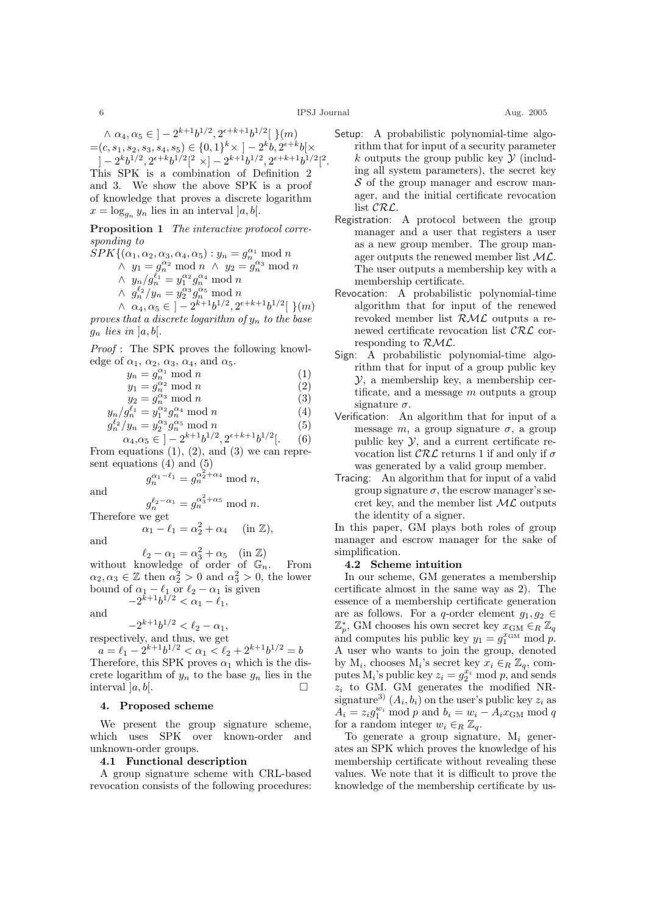$\wedge\ \alpha_4, \alpha_5 \in\ ]-2^{k+1}b^{1/2}, 2^{\epsilon+k+1}b^{1/2}[\ \}(m)$
$=(c, s_1, s_2, s_3, s_4, s_5) \in \{0,1\}^k \times\ ]-2^k b, 2^{\epsilon+k}b[\times$
$]-2^k b^{1/2}, 2^{\epsilon+k}b^{1/2}[^2 \times ]-2^{k+1}b^{1/2}, 2^{\epsilon+k+1}b^{1/2}[^2.$

This SPK is a combination of Definition 2 and 3. We show the above SPK is a proof of knowledge that proves a discrete logarithm $x = \log_{g_n} y_n$ lies in an interval $]a, b[$.

**Proposition 1** *The interactive protocol corresponding to*

$SPK\{(\alpha_1, \alpha_2, \alpha_3, \alpha_4, \alpha_5) : y_n = g_n^{\alpha_1} \bmod n$
$\wedge\ y_1 = g_n^{\alpha_2} \bmod n\ \wedge\ y_2 = g_n^{\alpha_3} \bmod n$
$\wedge\ y_n/g_n^{\ell_1} = y_1^{\alpha_2} g_n^{\alpha_4} \bmod n$
$\wedge\ g_n^{\ell_2}/y_n = y_2^{\alpha_3} g_n^{\alpha_5} \bmod n$
$\wedge\ \alpha_4, \alpha_5 \in\ ]-2^{k+1}b^{1/2}, 2^{\epsilon+k+1}b^{1/2}[\ \}(m)$

*proves that a discrete logarithm of $y_n$ to the base $g_n$ lies in $]a, b[$.*

*Proof* : The SPK proves the following knowledge of $\alpha_1$, $\alpha_2$, $\alpha_3$, $\alpha_4$, and $\alpha_5$.

$$y_n = g_n^{\alpha_1} \bmod n \quad (1)$$
$$y_1 = g_n^{\alpha_2} \bmod n \quad (2)$$
$$y_2 = g_n^{\alpha_3} \bmod n \quad (3)$$
$$y_n/g_n^{\ell_1} = y_1^{\alpha_2} g_n^{\alpha_4} \bmod n \quad (4)$$
$$g_n^{\ell_2}/y_n = y_2^{\alpha_3} g_n^{\alpha_5} \bmod n \quad (5)$$
$$\alpha_4, \alpha_5 \in\ ]-2^{k+1}b^{1/2}, 2^{\epsilon+k+1}b^{1/2}[. \quad (6)$$

From equations (1), (2), and (3) we can represent equations (4) and (5)

$$g_n^{\alpha_1 - \ell_1} = g_n^{\alpha_2^2 + \alpha_4} \bmod n,$$

and

$$g_n^{\ell_2 - \alpha_1} = g_n^{\alpha_3^2 + \alpha_5} \bmod n.$$

Therefore we get

$$\alpha_1 - \ell_1 = \alpha_2^2 + \alpha_4 \quad (\text{in } \mathbb{Z}),$$

and

$$\ell_2 - \alpha_1 = \alpha_3^2 + \alpha_5 \quad (\text{in } \mathbb{Z})$$

without knowledge of order of $\mathbb{G}_n$. From $\alpha_2, \alpha_3 \in \mathbb{Z}$ then $\alpha_2^2 > 0$ and $\alpha_3^2 > 0$, the lower bound of $\alpha_1 - \ell_1$ or $\ell_2 - \alpha_1$ is given

$$-2^{k+1}b^{1/2} < \alpha_1 - \ell_1,$$

and

$$-2^{k+1}b^{1/2} < \ell_2 - \alpha_1,$$

respectively, and thus, we get

$$a = \ell_1 - 2^{k+1}b^{1/2} < \alpha_1 < \ell_2 + 2^{k+1}b^{1/2} = b$$

Therefore, this SPK proves $\alpha_1$ which is the discrete logarithm of $y_n$ to the base $g_n$ lies in the interval $]a, b[$. □

## 4. Proposed scheme

We present the group signature scheme, which uses SPK over known-order and unknown-order groups.

### 4.1 Functional description

A group signature scheme with CRL-based revocation consists of the following procedures:

- Setup: A probabilistic polynomial-time algorithm that for input of a security parameter $k$ outputs the group public key $\mathcal{Y}$ (including all system parameters), the secret key $\mathcal{S}$ of the group manager and escrow manager, and the initial certificate revocation list $\mathcal{CRL}$.
- Registration: A protocol between the group manager and a user that registers a user as a new group member. The group manager outputs the renewed member list $\mathcal{ML}$. The user outputs a membership key with a membership certificate.
- Revocation: A probabilistic polynomial-time algorithm that for input of the renewed revoked member list $\mathcal{RML}$ outputs a renewed certificate revocation list $\mathcal{CRL}$ corresponding to $\mathcal{RML}$.
- Sign: A probabilistic polynomial-time algorithm that for input of a group public key $\mathcal{Y}$, a membership key, a membership certificate, and a message $m$ outputs a group signature $\sigma$.
- Verification: An algorithm that for input of a message $m$, a group signature $\sigma$, a group public key $\mathcal{Y}$, and a current certificate revocation list $\mathcal{CRL}$ returns 1 if and only if $\sigma$ was generated by a valid group member.
- Tracing: An algorithm that for input of a valid group signature $\sigma$, the escrow manager's secret key, and the member list $\mathcal{ML}$ outputs the identity of a signer.

In this paper, GM plays both roles of group manager and escrow manager for the sake of simplification.

### 4.2 Scheme intuition

In our scheme, GM generates a membership certificate almost in the same way as 2). The essence of a membership certificate generation are as follows. For a $q$-order element $g_1, g_2 \in \mathbb{Z}_p^*$, GM chooses his own secret key $x_{\mathrm{GM}} \in_R \mathbb{Z}_q$ and computes his public key $y_1 = g_1^{x_{\mathrm{GM}}} \bmod p$. A user who wants to join the group, denoted by $\mathrm{M}_i$, chooses $\mathrm{M}_i$'s secret key $x_i \in_R \mathbb{Z}_q$, computes $\mathrm{M}_i$'s public key $z_i = g_2^{x_i} \bmod p$, and sends $z_i$ to GM. GM generates the modified NR-signature[3] $(A_i, b_i)$ on the user's public key $z_i$ as $A_i = z_i g_1^{w_i} \bmod p$ and $b_i = w_i - A_i x_{\mathrm{GM}} \bmod q$ for a random integer $w_i \in_R \mathbb{Z}_q$.

To generate a group signature, $\mathrm{M}_i$ generates an SPK which proves the knowledge of his membership certificate without revealing these values. We note that it is difficult to prove the knowledge of the membership certificate by us-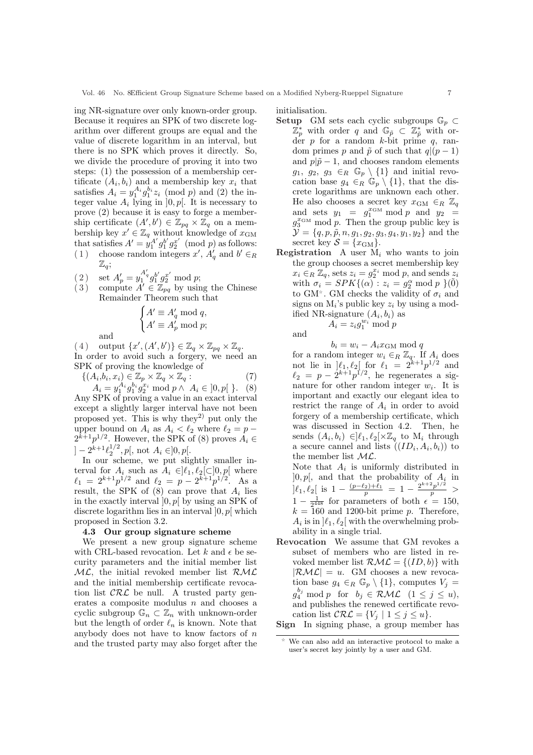ing NR-signature over only known-order group. Because it requires an SPK of two discrete logarithm over different groups are equal and the value of discrete logarithm in an interval, but there is no SPK which proves it directly. So, we divide the procedure of proving it into two steps: (1) the possession of a membership certificate $(A_i, b_i)$ and a membership key $x_i$ that satisfies $A_i = y_1^{A_i} g_1^{b_i} z_i \pmod{p}$ and (2) the integer value $A_i$ lying in $]0, p[$. It is necessary to prove (2) because it is easy to forge a membership certificate $(A', b') \in \mathbb{Z}_{pq} \times \mathbb{Z}_q$ on a membership key $x' \in \mathbb{Z}_q$ without knowledge of $x_{\rm GM}$ that satisfies $A' = y_1^{A'} g_1^{b'} g_2^{x'} \pmod{p}$ as follows:

(1) choose random integers $x'$, $A'_q$ and $b' \in_R \mathbb{Z}_q$;

(2) set $A'_p = y_1^{A'_q} g_1^{b'} g_2^{x'} \bmod p$;

(3) compute $A' \in \mathbb{Z}_{pq}$ by using the Chinese Remainder Theorem such that

$$\begin{cases} A' \equiv A'_q \bmod q, \\ A' \equiv A'_p \bmod p; \end{cases}$$

and

(4) output $\{x', (A', b')\} \in \mathbb{Z}_q \times \mathbb{Z}_{pq} \times \mathbb{Z}_q$.

In order to avoid such a forgery, we need an SPK of proving the knowledge of

$$\{(A_i, b_i, x_i) \in \mathbb{Z}_p \times \mathbb{Z}_q \times \mathbb{Z}_q : \tag{7}$$

$$A_i = y_1^{A_i} g_1^{b_i} g_2^{x_i} \bmod p \wedge A_i \in ]0, p[ \ \}. \tag{8}$$

Any SPK of proving a value in an exact interval except a slightly larger interval have not been proposed yet. This is why they[2)] put only the upper bound on $A_i$ as $A_i < \ell_2$ where $\ell_2 = p - 2^{k+1} p^{1/2}$. However, the SPK of (8) proves $A_i \in ]-2^{k+1}\ell_2^{1/2}, p[$, not $A_i \in ]0, p[$.

In our scheme, we put slightly smaller interval for $A_i$ such as $A_i \in ]\ell_1, \ell_2[ \subset ]0, p[$ where $\ell_1 = 2^{k+1} p^{1/2}$ and $\ell_2 = p - 2^{k+1} p^{1/2}$. As a result, the SPK of (8) can prove that $A_i$ lies in the exactly interval $]0, p[$ by using an SPK of discrete logarithm lies in an interval $]0, p[$ which proposed in Section 3.2.

### 4.3 Our group signature scheme

We present a new group signature scheme with CRL-based revocation. Let $k$ and $\epsilon$ be security parameters and the initial member list $\mathcal{ML}$, the initial revoked member list $\mathcal{RML}$ and the initial membership certificate revocation list $\mathcal{CRL}$ be null. A trusted party generates a composite modulus $n$ and chooses a cyclic subgroup $\mathbb{G}_n \subset \mathbb{Z}_n$ with unknown-order but the length of order $\ell_n$ is known. Note that anybody does not have to know factors of $n$ and the trusted party may also forget after the initialisation.

**Setup** GM sets each cyclic subgroups $\mathbb{G}_p \subset \mathbb{Z}_p^*$ with order $q$ and $\mathbb{G}_{\tilde{p}} \subset \mathbb{Z}_{\tilde{p}}^*$ with order $p$ for a random $k$-bit prime $q$, random primes $p$ and $\tilde{p}$ of such that $q|(p-1)$ and $p|\tilde{p}-1$, and chooses random elements $g_1, g_2, g_3 \in_R \mathbb{G}_p \setminus \{1\}$ and initial revocation base $g_4 \in_R \mathbb{G}_p \setminus \{1\}$, that the discrete logarithms are unknown each other. He also chooses a secret key $x_{\rm GM} \in_R \mathbb{Z}_q$ and sets $y_1 = g_1^{x_{\rm GM}} \bmod p$ and $y_2 = g_3^{x_{\rm GM}} \bmod p$. Then the group public key is $\mathcal{Y} = \{q, p, \tilde{p}, n, g_1, g_2, g_3, g_4, y_1, y_2\}$ and the secret key $\mathcal{S} = \{x_{\rm GM}\}$.

**Registration** A user $\mathrm{M}_i$ who wants to join the group chooses a secret membership key $x_i \in_R \mathbb{Z}_q$, sets $z_i = g_2^{x_i} \bmod p$, and sends $z_i$ with $\sigma_i = SPK\{(\alpha) : z_i = g_2^{\alpha} \bmod p\ \}(\tilde{0})$ to GM[☆]. GM checks the validity of $\sigma_i$ and signs on $\mathrm{M}_i$'s public key $z_i$ by using a modified NR-signature $(A_i, b_i)$ as

$$A_i = z_i g_1^{w_i} \bmod p$$

and

$$b_i = w_i - A_i x_{\rm GM} \bmod q$$

for a random integer $w_i \in_R \mathbb{Z}_q$. If $A_i$ does not lie in $]\ell_1, \ell_2[$ for $\ell_1 = 2^{k+1} p^{1/2}$ and $\ell_2 = p - 2^{k+1} p^{1/2}$, he regenerates a signature for other random integer $w_i$. It is important and exactly our elegant idea to restrict the range of $A_i$ in order to avoid forgery of a membership certificate, which was discussed in Section 4.2. Then, he sends $(A_i, b_i) \in ]\ell_1, \ell_2[ \times \mathbb{Z}_q$ to $\mathrm{M}_i$ through a secure cannel and lists $((ID_i, A_i, b_i))$ to the member list $\mathcal{ML}$.

Note that $A_i$ is uniformly distributed in $]0, p[$, and that the probability of $A_i$ in $]\ell_1, \ell_2[$ is $1 - \frac{(p-\ell_2)+\ell_1}{p} = 1 - \frac{2^{k+2} p^{1/2}}{p} > 1 - \frac{1}{2^{448}}$ for parameters of both $\epsilon = 150$, $k = 160$ and 1200-bit prime $p$. Therefore, $A_i$ is in $]\ell_1, \ell_2[$ with the overwhelming probability in a single trial.

**Revocation** We assume that GM revokes a subset of members who are listed in revoked member list $\mathcal{RML} = \{(ID, b)\}$ with $|\mathcal{RML}| = u$. GM chooses a new revocation base $g_4 \in_R \mathbb{G}_p \setminus \{1\}$, computes $V_j = g_4^{b_j} \bmod p$ for $b_j \in \mathcal{RML}$ $(1 \le j \le u)$, and publishes the renewed certificate revocation list $\mathcal{CRL} = \{V_j \mid 1 \le j \le u\}$.

**Sign** In signing phase, a group member has

[☆] We can also add an interactive protocol to make a user's secret key jointly by a user and GM.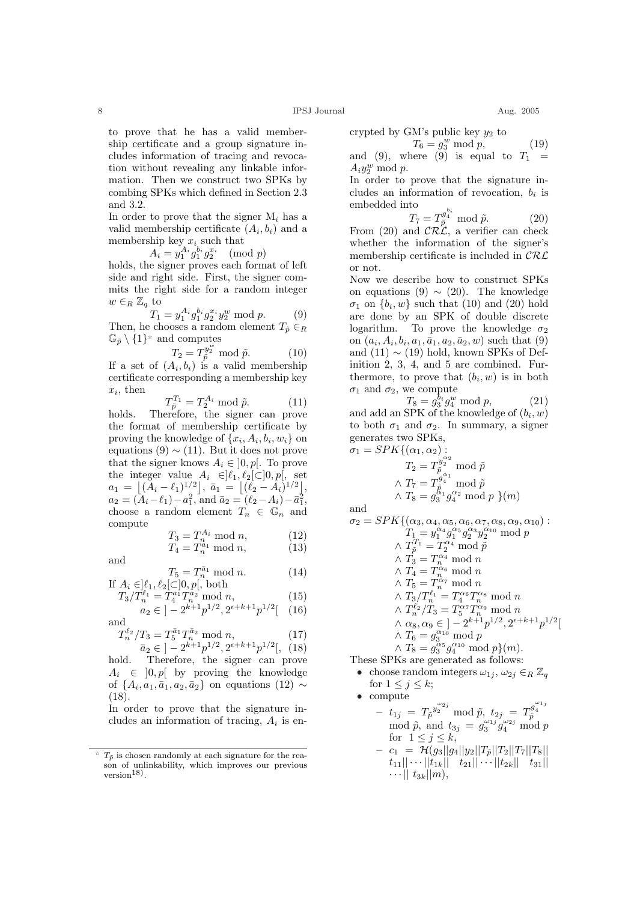to prove that he has a valid membership certificate and a group signature includes information of tracing and revocation without revealing any linkable information. Then we construct two SPKs by combing SPKs which defined in Section 2.3 and 3.2.

In order to prove that the signer $M_i$ has a valid membership certificate $(A_i, b_i)$ and a membership key $x_i$ such that

$$A_i = y_1^{A_i} g_1^{b_i} g_2^{x_i} \pmod p$$

holds, the signer proves each format of left side and right side. First, the signer commits the right side for a random integer $w \in_R \mathbb{Z}_q$ to

$$T_1 = y_1^{A_i} g_1^{b_i} g_2^{x_i} y_2^{w} \bmod p. \quad (9)$$

Then, he chooses a random element $T_{\tilde{p}} \in_R \mathbb{G}_{\tilde{p}} \setminus \{1\}$[☆] and computes

$$T_2 = T_{\tilde{p}}^{y_2^{w}} \bmod \tilde{p}. \quad (10)$$

If a set of $(A_i, b_i)$ is a valid membership certificate corresponding a membership key $x_i$, then

$$T_{\tilde{p}}^{T_1} = T_2^{A_i} \bmod \tilde{p}. \quad (11)$$

holds. Therefore, the signer can prove the format of membership certificate by proving the knowledge of $\{x_i, A_i, b_i, w_i\}$ on equations (9) $\sim$ (11). But it does not prove that the signer knows $A_i \in ]0, p[$. To prove the integer value $A_i \in ]\ell_1, \ell_2[ (\subset ]0, p[$, set $a_1 = \lfloor (A_i - \ell_1)^{1/2} \rfloor$, $\bar{a}_1 = \lfloor (\ell_2 - A_i)^{1/2} \rfloor$, $a_2 = (A_i - \ell_1) - a_1^2$, and $\bar{a}_2 = (\ell_2 - A_i) - \bar{a}_1^2$, choose a random element $T_n \in \mathbb{G}_n$ and compute

$$T_3 = T_n^{A_i} \bmod n, \quad (12)$$
$$T_4 = T_n^{a_1} \bmod n, \quad (13)$$

and

$$T_5 = T_n^{\bar{a}_1} \bmod n. \quad (14)$$

If $A_i \in ]\ell_1, \ell_2[ (\subset ]0, p[$, both

$$T_3 / T_n^{\ell_1} = T_4^{a_1} T_n^{a_2} \bmod n, \quad (15)$$
$$a_2 \in ] - 2^{k+1} p^{1/2}, 2^{\epsilon+k+1} p^{1/2}[ \quad (16)$$

and

$$T_n^{\ell_2} / T_3 = T_5^{\bar{a}_1} T_n^{\bar{a}_2} \bmod n, \quad (17)$$
$$\bar{a}_2 \in ] - 2^{k+1} p^{1/2}, 2^{\epsilon+k+1} p^{1/2}[, \quad (18)$$

hold. Therefore, the signer can prove $A_i \in ]0, p[$ by proving the knowledge of $\{A_i, a_1, \bar{a}_1, a_2, \bar{a}_2\}$ on equations (12) $\sim$ (18).

In order to prove that the signature includes an information of tracing, $A_i$ is encrypted by GM's public key $y_2$ to

$$T_6 = g_3^{w} \bmod p, \quad (19)$$

and (9), where (9) is equal to $T_1 = A_i y_2^{w} \bmod p$.

In order to prove that the signature includes an information of revocation, $b_i$ is embedded into

$$T_7 = T_{\tilde{p}}^{g_4^{b_i}} \bmod \tilde{p}. \quad (20)$$

From (20) and $\mathcal{CRL}$, a verifier can check whether the information of the signer's membership certificate is included in $\mathcal{CRL}$ or not.

Now we describe how to construct SPKs on equations (9) $\sim$ (20). The knowledge $\sigma_1$ on $\{b_i, w\}$ such that (10) and (20) hold are done by an SPK of double discrete logarithm. To prove the knowledge $\sigma_2$ on $(a_i, A_i, b_i, a_1, \bar{a}_1, a_2, \bar{a}_2, w)$ such that (9) and (11) $\sim$ (19) hold, known SPKs of Definition 2, 3, 4, and 5 are combined. Furthermore, to prove that $(b_i, w)$ is in both $\sigma_1$ and $\sigma_2$, we compute

$$T_8 = g_3^{b_i} g_4^{w} \bmod p, \quad (21)$$

and add an SPK of the knowledge of $(b_i, w)$ to both $\sigma_1$ and $\sigma_2$. In summary, a signer generates two SPKs,

$$\sigma_1 = SPK\{(\alpha_1, \alpha_2) : T_2 = T_{\tilde{p}}^{y_2^{\alpha_2}} \bmod \tilde{p} \wedge T_7 = T_{\tilde{p}}^{g_4^{\alpha_1}} \bmod \tilde{p} \wedge T_8 = g_3^{\alpha_1} g_4^{\alpha_2} \bmod p\}(m)$$

and

$$\begin{aligned}\sigma_2 = SPK\{(\alpha_3, \alpha_4, \alpha_5, \alpha_6, \alpha_7, \alpha_8, \alpha_9, \alpha_{10}) :\ & T_1 = y_1^{\alpha_4} g_1^{\alpha_5} g_2^{\alpha_3} y_2^{\alpha_{10}} \bmod p \\ \wedge\ & T_{\tilde{p}}^{T_1} = T_2^{\alpha_4} \bmod \tilde{p} \\ \wedge\ & T_3 = T_n^{\alpha_4} \bmod n \\ \wedge\ & T_4 = T_n^{\alpha_6} \bmod n \\ \wedge\ & T_5 = T_n^{\alpha_7} \bmod n \\ \wedge\ & T_3 / T_n^{\ell_1} = T_4^{\alpha_6} T_n^{\alpha_8} \bmod n \\ \wedge\ & T_n^{\ell_2} / T_3 = T_5^{\alpha_7} T_n^{\alpha_9} \bmod n \\ \wedge\ & \alpha_8, \alpha_9 \in ] - 2^{k+1} p^{1/2}, 2^{\epsilon+k+1} p^{1/2}[ \\ \wedge\ & T_6 = g_3^{\alpha_{10}} \bmod p \\ \wedge\ & T_8 = g_3^{\alpha_5} g_4^{\alpha_{10}} \bmod p\}(m).\end{aligned}$$

These SPKs are generated as follows:

- choose random integers $\omega_{1j}, \omega_{2j} \in_R \mathbb{Z}_q$ for $1 \le j \le k$;
- compute
  - $t_{1j} = T_{\tilde{p}}^{y_2^{\omega_{2j}}} \bmod \tilde{p}$, $t_{2j} = T_{\tilde{p}}^{g_4^{\omega_{1j}}} \bmod \tilde{p}$, and $t_{3j} = g_3^{\omega_{1j}} g_4^{\omega_{2j}} \bmod p$ for $1 \le j \le k$,
  - $c_1 = \mathcal{H}(g_3 || g_4 || y_2 || T_{\tilde{p}} || T_2 || T_7 || T_8 || t_{11} || \cdots || t_{1k} || t_{21} || \cdots || t_{2k} || t_{31} || \cdots || t_{3k} || m)$,

---

[☆] $T_{\tilde{p}}$ is chosen randomly at each signature for the reason of unlinkability, which improves our previous version[18].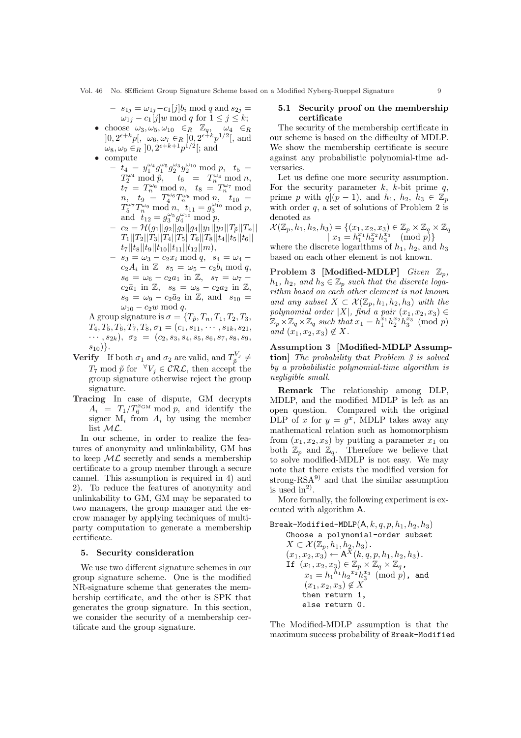- $s_{1j} = \omega_{1j} - c_1[j]b_i \bmod q$ and $s_{2j} = \omega_{1j} - c_1[j]w \bmod q$ for $1 \le j \le k$;

- choose $\omega_3, \omega_5, \omega_{10} \in_R \mathbb{Z}_q$, $\omega_4 \in_R ]0, 2^{\epsilon+k}p[$, $\omega_6, \omega_7 \in_R ]0, 2^{\epsilon+k}p^{1/2}[$, and $\omega_8, \omega_9 \in_R ]0, 2^{\epsilon+k+1}p^{1/2}[$; and
- compute
  - $t_4 = y_1^{\omega_4} g_1^{\omega_5} g_2^{\omega_3} y_2^{\omega_{10}} \bmod p$, $t_5 = T_2^{\omega_4} \bmod \tilde{p}$, $t_6 = T_n^{\omega_4} \bmod n$, $t_7 = T_n^{\omega_6} \bmod n$, $t_8 = T_n^{\omega_7} \bmod n$, $t_9 = T_4^{\omega_6} T_n^{\omega_8} \bmod n$, $t_{10} = T_5^{\omega_7} T_n^{\omega_9} \bmod n$, $t_{11} = g_3^{\omega_{10}} \bmod p$, and $t_{12} = g_3^{\omega_5} g_4^{\omega_{10}} \bmod p$,
  - $c_2 = \mathcal{H}(g_1||g_2||g_3||g_4||y_1||y_2||T_{\tilde{p}}||T_n|| T_1||T_2||T_3||T_4||T_5||T_6||T_8||t_4||t_5||t_6|| t_7||t_8||t_9||t_{10}||t_{11}||t_{12}||m)$,
  - $s_3 = \omega_3 - c_2 x_i \bmod q$, $s_4 = \omega_4 - c_2 A_i$ in $\mathbb{Z}$ $s_5 = \omega_5 - c_2 b_i \bmod q$, $s_6 = \omega_6 - c_2 a_1$ in $\mathbb{Z}$, $s_7 = \omega_7 - c_2 \bar{a}_1$ in $\mathbb{Z}$, $s_8 = \omega_8 - c_2 a_2$ in $\mathbb{Z}$, $s_9 = \omega_9 - c_2 \bar{a}_2$ in $\mathbb{Z}$, and $s_{10} = \omega_{10} - c_2 w \bmod q$.

A group signature is $\sigma = \{T_{\tilde{p}}, T_n, T_1, T_2, T_3, T_4, T_5, T_6, T_7, T_8, \sigma_1 = (c_1, s_{11}, \cdots, s_{1k}, s_{21}, \cdots, s_{2k}),\ \sigma_2 = (c_2, s_3, s_4, s_5, s_6, s_7, s_8, s_9, s_{10})\}$.

**Verify** If both $\sigma_1$ and $\sigma_2$ are valid, and $T_{\tilde{p}}^{V_j} \ne T_7 \bmod \tilde{p}$ for $^\forall V_j \in \mathcal{CRL}$, then accept the group signature otherwise reject the group signature.

**Tracing** In case of dispute, GM decrypts $A_i = T_1/T_6^{x_{\rm GM}} \bmod p$, and identify the signer $\mathrm{M}_i$ from $A_i$ by using the member list $\mathcal{ML}$.

In our scheme, in order to realize the features of anonymity and unlinkability, GM has to keep $\mathcal{ML}$ secretly and sends a membership certificate to a group member through a secure cannel. This assumption is required in 4) and 2). To reduce the features of anonymity and unlinkability to GM, GM may be separated to two managers, the group manager and the escrow manager by applying techniques of multiparty computation to generate a membership certificate.

## 5. Security consideration

We use two different signature schemes in our group signature scheme. One is the modified NR-signature scheme that generates the membership certificate, and the other is SPK that generates the group signature. In this section, we consider the security of a membership certificate and the group signature.

### 5.1 Security proof on the membership certificate

The security of the membership certificate in our scheme is based on the difficulty of MDLP. We show the membership certificate is secure against any probabilistic polynomial-time adversaries.

Let us define one more security assumption. For the security parameter $k$, $k$-bit prime $q$, prime $p$ with $q|(p-1)$, and $h_1$, $h_2$, $h_3 \in \mathbb{Z}_p$ with order $q$, a set of solutions of Problem 2 is denoted as

$$\mathcal{X}(\mathbb{Z}_p, h_1, h_2, h_3) = \{(x_1, x_2, x_3) \in \mathbb{Z}_p \times \mathbb{Z}_q \times \mathbb{Z}_q \mid x_1 = h_1^{x_1} h_2^{x_2} h_3^{x_3} \pmod p\}$$

where the discrete logarithms of $h_1$, $h_2$, and $h_3$ based on each other element is not known.

**Problem 3 [Modified-MDLP]** *Given $\mathbb{Z}_p$, $h_1$, $h_2$, and $h_3 \in \mathbb{Z}_p$ such that the discrete logarithm based on each other element is not known and any subset $X \subset \mathcal{X}(\mathbb{Z}_p, h_1, h_2, h_3)$ with the polynomial order $|X|$, find a pair $(x_1, x_2, x_3) \in \mathbb{Z}_p \times \mathbb{Z}_q \times \mathbb{Z}_q$ such that $x_1 = h_1^{x_1} h_2^{x_2} h_3^{x_3} \pmod p$ and $(x_1, x_2, x_3) \notin X$.*

**Assumption 3 [Modified-MDLP Assumption]** *The probability that Problem 3 is solved by a probabilistic polynomial-time algorithm is negligible small.*

**Remark** The relationship among DLP, MDLP, and the modified MDLP is left as an open question. Compared with the original DLP of $x$ for $y = g^x$, MDLP takes away any mathematical relation such as homomorphism from $(x_1, x_2, x_3)$ by putting a parameter $x_1$ on both $\mathbb{Z}_p$ and $\mathbb{Z}_q$. Therefore we believe that to solve modified-MDLP is not easy. We may note that there exists the modified version for strong-RSA[9] and that the similar assumption is used in[2].

More formally, the following experiment is executed with algorithm A.

```
Break-Modified-MDLP(A, k, q, p, h1, h2, h3)
    Choose a polynomial-order subset
    X ⊂ X(Z_p, h1, h2, h3).
    (x1, x2, x3) ← A^X(k, q, p, h1, h2, h3).
    If (x1, x2, x3) ∈ Z_p × Z_q × Z_q,
        x1 = h1^h1 h2^x2 h3^x3 (mod p), and
        (x1, x2, x3) ∉ X
        then return 1,
        else return 0.
```

The Modified-MDLP assumption is that the maximum success probability of Break-Modified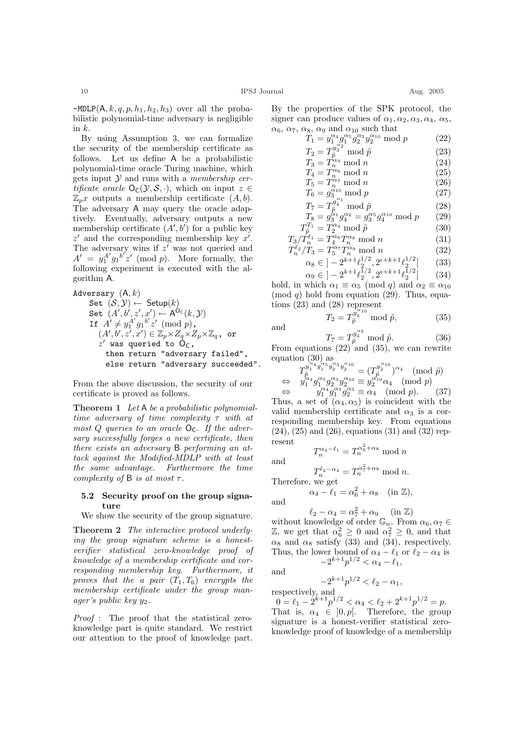-MDLP$(\mathsf{A}, k, q, p, h_1, h_2, h_3)$ over all the probabilistic polynomial-time adversary is negligible in $k$.

By using Assumption 3, we can formalize the security of the membership certificate as follows. Let us define $\mathsf{A}$ be a probabilistic polynomial-time oracle Turing machine, which gets input $\mathcal{Y}$ and runs with a *membership certificate oracle* $\mathsf{O}_\mathsf{C}(\mathcal{Y}, \mathcal{S}, \cdot)$, which on input $z \in \mathbb{Z}_p x$ outputs a membership certificate $(A, b)$. The adversary $\mathsf{A}$ may query the oracle adaptively. Eventually, adversary outputs a new membership certificate $(A', b')$ for a public key $z'$ and the corresponding membership key $x'$. The adversary wins if $z'$ was not queried and $A' = y_1^{A'} g_1^{b'} z' \pmod{p}$. More formally, the following experiment is executed with the algorithm $\mathsf{A}$.

```
Adversary (A, k)
    Set (S, Y) ← Setup(k)
    Set (A', b', z', x') ← A^{O_C}(k, Y)
    If A' ≠ y_1^{A'} g_1^{b'} z' (mod p),
       (A', b', z', x') ∈ Z_p×Z_q×Z_p×Z_q, or
       z' was queried to O_C,
         then return "adversary failed",
         else return "adversary succeeded".
```

From the above discussion, the security of our certificate is proved as follows.

**Theorem 1** *Let $\mathsf{A}$ be a probabilistic polynomial-time adversary of time complexity $\tau$ with at most $Q$ queries to an oracle $\mathsf{O}_\mathsf{C}$. If the adversary successfully forges a new certificate, then there exists an adversary $\mathsf{B}$ performing an attack against the Modified-MDLP with at least the same advantage. Furthermore the time complexity of $\mathsf{B}$ is at most $\tau$.*

### 5.2 Security proof on the group signature

We show the security of the group signature.

**Theorem 2** *The interactive protocol underlying the group signature scheme is a honest-verifier statistical zero-knowledge proof of knowledge of a membership certificate and corresponding membership key. Furthermore, it proves that the a pair $(T_1, T_6)$ encrypts the membership certificate under the group manager's public key $y_2$.*

*Proof* : The proof that the statistical zero-knowledge part is quite standard. We restrict our attention to the proof of knowledge part. By the properties of the SPK protocol, the signer can produce values of $\alpha_1, \alpha_2, \alpha_3, \alpha_4, \alpha_5, \alpha_6, \alpha_7, \alpha_8, \alpha_9$ and $\alpha_{10}$ such that

$$T_1 = y_1^{\alpha_4} g_1^{\alpha_5} g_2^{\alpha_3} y_2^{\alpha_{10}} \bmod p \quad (22)$$

$$T_2 = T_{\tilde{p}}^{y_2^{\alpha_2}} \bmod \tilde{p} \quad (23)$$

$$T_3 = T_n^{\alpha_4} \bmod n \quad (24)$$

$$T_4 = T_n^{\alpha_6} \bmod n \quad (25)$$

$$T_5 = T_n^{\alpha_7} \bmod n \quad (26)$$

$$T_6 = g_3^{\alpha_{10}} \bmod p \quad (27)$$

$$T_7 = T_{\tilde{p}}^{g_4^{\alpha_1}} \bmod \tilde{p} \quad (28)$$

$$T_8 = g_3^{\alpha_1} g_4^{\alpha_2} = g_3^{\alpha_5} g_4^{\alpha_{10}} \bmod p \quad (29)$$

$$T_{\tilde{p}}^{T_1} = T_2^{\alpha_4} \bmod \tilde{p} \quad (30)$$

$$T_3 / T_n^{\ell_1} = T_4^{\alpha_6} T_n^{\alpha_8} \bmod n \quad (31)$$

$$T_n^{\ell_2} / T_3 = T_5^{\alpha_7} T_n^{\alpha_9} \bmod n \quad (32)$$

$$\alpha_8 \in \,]-2^{k+1}\ell_2^{1/2}, 2^{\epsilon+k+1}\ell_2^{1/2}[ \quad (33)$$

$$\alpha_9 \in \,]-2^{k+1}\ell_2^{1/2}, 2^{\epsilon+k+1}\ell_2^{1/2}[ \quad (34)$$

hold, in which $\alpha_1 \equiv \alpha_5 \pmod{q}$ and $\alpha_2 \equiv \alpha_{10} \pmod{q}$ hold from equation (29). Thus, equations (23) and (28) represent

$$T_2 = T_{\tilde{p}}^{y_2^{\alpha_{10}}} \bmod \tilde{p}, \quad (35)$$

and

$$T_7 = T_{\tilde{p}}^{g_4^{\alpha_5}} \bmod \tilde{p}. \quad (36)$$

From equations (22) and (35), we can rewrite equation (30) as

$$\begin{aligned} & T_{\tilde{p}}^{y_1^{\alpha_4} g_1^{\alpha_5} g_2^{\alpha_3} y_2^{\alpha_{10}}} = (T_{\tilde{p}}^{y_2^{\alpha_{10}}})^{\alpha_4} \pmod{\tilde{p}} \\ \Leftrightarrow\ & y_1^{\alpha_4} g_1^{\alpha_5} g_2^{\alpha_3} y_2^{\alpha_{10}} \equiv y_2^{\alpha_{10}} \alpha_4 \pmod{p} \\ \Leftrightarrow\ & y_1^{\alpha_4} g_1^{\alpha_5} g_2^{\alpha_3} \equiv \alpha_4 \pmod{p}. \end{aligned} \quad (37)$$

Thus, a set of $(\alpha_4, \alpha_5)$ is coincident with the valid membership certificate and $\alpha_3$ is a corresponding membership key. From equations (24), (25) and (26), equations (31) and (32) represent

$$T_n^{\alpha_4 - \ell_1} = T_n^{\alpha_6^2 + \alpha_8} \bmod n$$

and

$$T_n^{\ell_2 - \alpha_4} = T_n^{\alpha_7^2 + \alpha_9} \bmod n.$$

Therefore, we get

$$\alpha_4 - \ell_1 = \alpha_6^2 + \alpha_8 \quad (\text{in } \mathbb{Z}),$$

and

$$\ell_2 - \alpha_4 = \alpha_7^2 + \alpha_9 \quad (\text{in } \mathbb{Z})$$

without knowledge of order $\mathbb{G}_n$. From $\alpha_6, \alpha_7 \in \mathbb{Z}$, we get that $\alpha_6^2 \geq 0$ and $\alpha_7^2 \geq 0$, and that $\alpha_8$ and $\alpha_8$ satisfy (33) and (34), respectively. Thus, the lower bound of $\alpha_4 - \ell_1$ or $\ell_2 - \alpha_4$ is

$$-2^{k+1} p^{1/2} < \alpha_4 - \ell_1,$$

and

$$-2^{k+1} p^{1/2} < \ell_2 - \alpha_1,$$

respectively, and

$$0 = \ell_1 - 2^{k+1} p^{1/2} < \alpha_4 < \ell_2 + 2^{k+1} p^{1/2} = p.$$

That is, $\alpha_4 \in \,]0, p[$. Therefore, the group signature is a honest-verifier statistical zero-knowledge proof of knowledge of a membership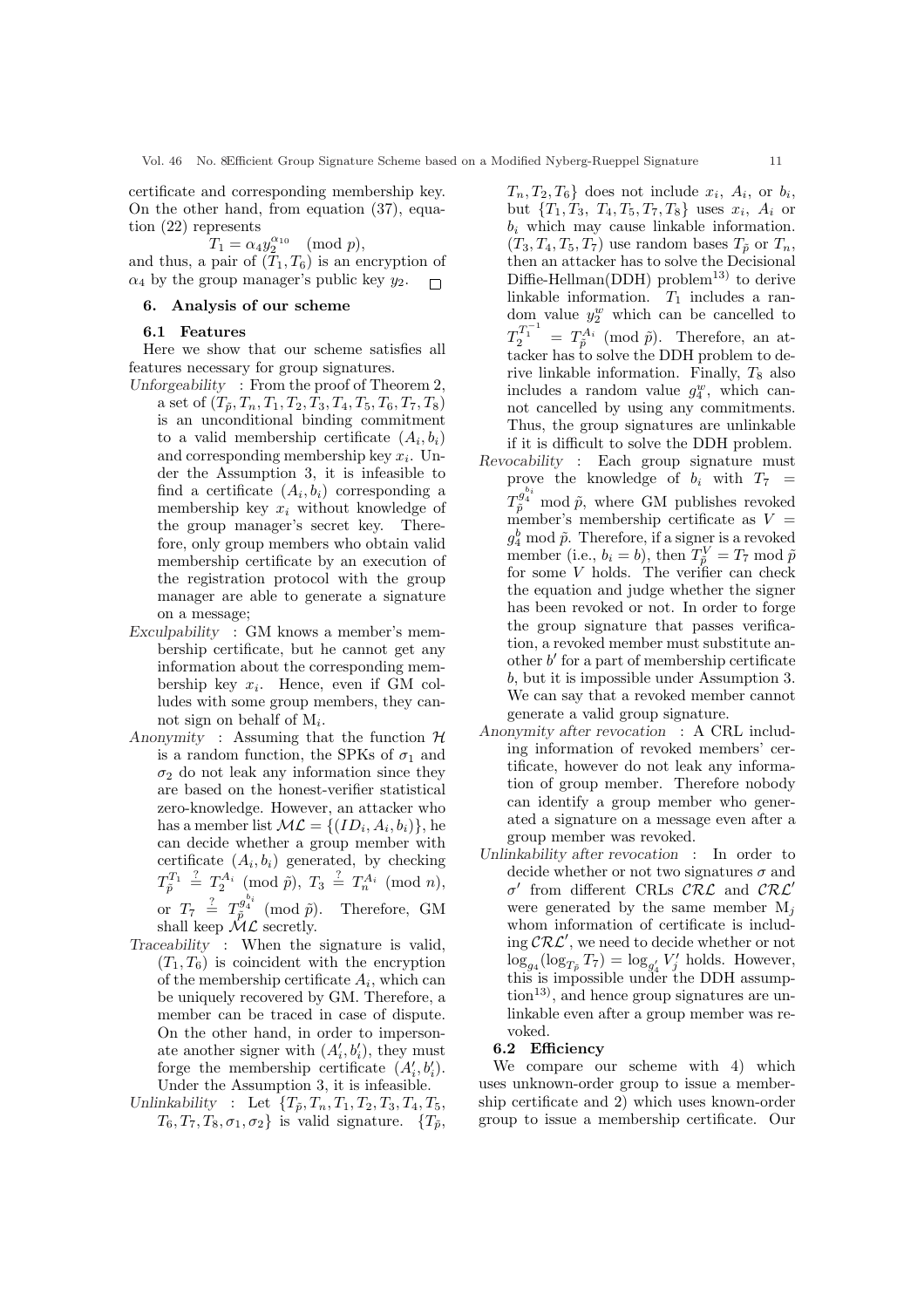certificate and corresponding membership key. On the other hand, from equation (37), equation (22) represents

$$T_1 = \alpha_4 y_2^{\alpha_{10}} \pmod p,$$

and thus, a pair of $(T_1, T_6)$ is an encryption of $\alpha_4$ by the group manager's public key $y_2$. □

## 6. Analysis of our scheme

### 6.1 Features

Here we show that our scheme satisfies all features necessary for group signatures.

*Unforgeability* : From the proof of Theorem 2, a set of $(T_{\tilde{p}}, T_n, T_1, T_2, T_3, T_4, T_5, T_6, T_7, T_8)$ is an unconditional binding commitment to a valid membership certificate $(A_i, b_i)$ and corresponding membership key $x_i$. Under the Assumption 3, it is infeasible to find a certificate $(A_i, b_i)$ corresponding a membership key $x_i$ without knowledge of the group manager's secret key. Therefore, only group members who obtain valid membership certificate by an execution of the registration protocol with the group manager are able to generate a signature on a message;

*Exculpability* : GM knows a member's membership certificate, but he cannot get any information about the corresponding membership key $x_i$. Hence, even if GM colludes with some group members, they cannot sign on behalf of $M_i$.

*Anonymity* : Assuming that the function $\mathcal{H}$ is a random function, the SPKs of $\sigma_1$ and $\sigma_2$ do not leak any information since they are based on the honest-verifier statistical zero-knowledge. However, an attacker who has a member list $\mathcal{ML} = \{(ID_i, A_i, b_i)\}$, he can decide whether a group member with certificate $(A_i, b_i)$ generated, by checking $T_{\tilde{p}}^{T_1} \stackrel{?}{=} T_2^{A_i} \pmod{\tilde{p}}$, $T_3 \stackrel{?}{=} T_n^{A_i} \pmod n$, or $T_7 \stackrel{?}{=} T_{\tilde{p}}^{g_4^{b_i}} \pmod{\tilde{p}}$. Therefore, GM shall keep $\mathcal{ML}$ secretly.

*Traceability* : When the signature is valid, $(T_1, T_6)$ is coincident with the encryption of the membership certificate $A_i$, which can be uniquely recovered by GM. Therefore, a member can be traced in case of dispute. On the other hand, in order to impersonate another signer with $(A_i', b_i')$, they must forge the membership certificate $(A_i', b_i')$. Under the Assumption 3, it is infeasible.

*Unlinkability* : Let $\{T_{\tilde{p}}, T_n, T_1, T_2, T_3, T_4, T_5, T_6, T_7, T_8, \sigma_1, \sigma_2\}$ is valid signature. $\{T_{\tilde{p}}, T_n, T_2, T_6\}$ does not include $x_i$, $A_i$, or $b_i$, but $\{T_1, T_3, T_4, T_5, T_7, T_8\}$ uses $x_i$, $A_i$ or $b_i$ which may cause linkable information. $(T_3, T_4, T_5, T_7)$ use random bases $T_{\tilde{p}}$ or $T_n$, then an attacker has to solve the Decisional Diffie-Hellman(DDH) problem[13] to derive linkable information. $T_1$ includes a random value $y_2^w$ which can be cancelled to $T_2^{T_1^{-1}} = T_{\tilde{p}}^{A_i} \pmod{\tilde{p}}$. Therefore, an attacker has to solve the DDH problem to derive linkable information. Finally, $T_8$ also includes a random value $g_4^w$, which cannot cancelled by using any commitments. Thus, the group signatures are unlinkable if it is difficult to solve the DDH problem.

*Revocability* : Each group signature must prove the knowledge of $b_i$ with $T_7 = T_{\tilde{p}}^{g_4^{b_i}} \bmod \tilde{p}$, where GM publishes revoked member's membership certificate as $V = g_4^b \bmod \tilde{p}$. Therefore, if a signer is a revoked member (i.e., $b_i = b$), then $T_{\tilde{p}}^V = T_7 \bmod \tilde{p}$ for some $V$ holds. The verifier can check the equation and judge whether the signer has been revoked or not. In order to forge the group signature that passes verification, a revoked member must substitute another $b'$ for a part of membership certificate $b$, but it is impossible under Assumption 3. We can say that a revoked member cannot generate a valid group signature.

*Anonymity after revocation* : A CRL including information of revoked members' certificate, however do not leak any information of group member. Therefore nobody can identify a group member who generated a signature on a message even after a group member was revoked.

*Unlinkability after revocation* : In order to decide whether or not two signatures $\sigma$ and $\sigma'$ from different CRLs $\mathcal{CRL}$ and $\mathcal{CRL}'$ were generated by the same member $M_j$ whom information of certificate is including $\mathcal{CRL}'$, we need to decide whether or not $\log_{g_4}(\log_{T_{\tilde{p}}} T_7) = \log_{g_4'} V_j'$ holds. However, this is impossible under the DDH assumption[13], and hence group signatures are unlinkable even after a group member was revoked.

### 6.2 Efficiency

We compare our scheme with 4) which uses unknown-order group to issue a membership certificate and 2) which uses known-order group to issue a membership certificate. Our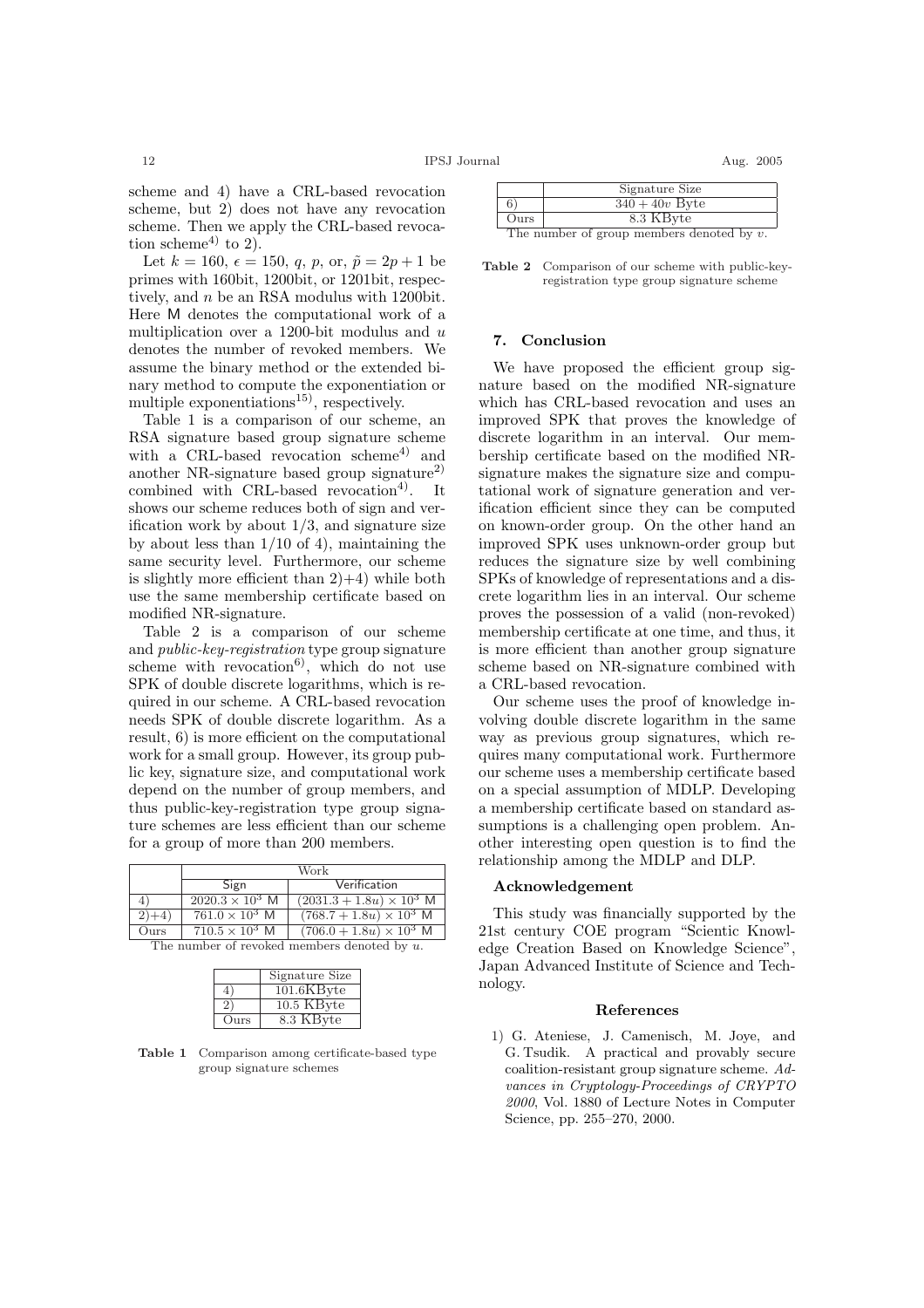scheme and 4) have a CRL-based revocation scheme, but 2) does not have any revocation scheme. Then we apply the CRL-based revocation scheme[4] to 2).

Let $k = 160$, $\epsilon = 150$, $q$, $p$, or, $\tilde{p} = 2p + 1$ be primes with 160bit, 1200bit, or 1201bit, respectively, and $n$ be an RSA modulus with 1200bit. Here $\mathsf{M}$ denotes the computational work of a multiplication over a 1200-bit modulus and $u$ denotes the number of revoked members. We assume the binary method or the extended binary method to compute the exponentiation or multiple exponentiations[15], respectively.

Table 1 is a comparison of our scheme, an RSA signature based group signature scheme with a CRL-based revocation scheme[4] and another NR-signature based group signature[2] combined with CRL-based revocation[4]. It shows our scheme reduces both of sign and verification work by about 1/3, and signature size by about less than 1/10 of 4), maintaining the same security level. Furthermore, our scheme is slightly more efficient than 2)+4) while both use the same membership certificate based on modified NR-signature.

Table 2 is a comparison of our scheme and *public-key-registration* type group signature scheme with revocation[6], which do not use SPK of double discrete logarithms, which is required in our scheme. A CRL-based revocation needs SPK of double discrete logarithm. As a result, 6) is more efficient on the computational work for a small group. However, its group public key, signature size, and computational work depend on the number of group members, and thus public-key-registration type group signature schemes are less efficient than our scheme for a group of more than 200 members.

| | Work | |
|---|---|---|
| | Sign | Verification |
| 4) | $2020.3 \times 10^3$ M | $(2031.3 + 1.8u) \times 10^3$ M |
| 2)+4) | $761.0 \times 10^3$ M | $(768.7 + 1.8u) \times 10^3$ M |
| Ours | $710.5 \times 10^3$ M | $(706.0 + 1.8u) \times 10^3$ M |

The number of revoked members denoted by $u$.

| | Signature Size |
|---|---|
| 4) | 101.6KByte |
| 2) | 10.5 KByte |
| Ours | 8.3 KByte |

**Table 1** Comparison among certificate-based type group signature schemes

| | Signature Size |
|---|---|
| 6) | $340 + 40v$ Byte |
| Ours | 8.3 KByte |

The number of group members denoted by $v$.

**Table 2** Comparison of our scheme with public-key-registration type group signature scheme

## 7. Conclusion

We have proposed the efficient group signature based on the modified NR-signature which has CRL-based revocation and uses an improved SPK that proves the knowledge of discrete logarithm in an interval. Our membership certificate based on the modified NR-signature makes the signature size and computational work of signature generation and verification efficient since they can be computed on known-order group. On the other hand an improved SPK uses unknown-order group but reduces the signature size by well combining SPKs of knowledge of representations and a discrete logarithm lies in an interval. Our scheme proves the possession of a valid (non-revoked) membership certificate at one time, and thus, it is more efficient than another group signature scheme based on NR-signature combined with a CRL-based revocation.

Our scheme uses the proof of knowledge involving double discrete logarithm in the same way as previous group signatures, which requires many computational work. Furthermore our scheme uses a membership certificate based on a special assumption of MDLP. Developing a membership certificate based on standard assumptions is a challenging open problem. Another interesting open question is to find the relationship among the MDLP and DLP.

### Acknowledgement

This study was financially supported by the 21st century COE program "Scientic Knowledge Creation Based on Knowledge Science", Japan Advanced Institute of Science and Technology.

### References

1) G. Ateniese, J. Camenisch, M. Joye, and G. Tsudik. A practical and provably secure coalition-resistant group signature scheme. *Advances in Cryptology-Proceedings of CRYPTO 2000*, Vol. 1880 of Lecture Notes in Computer Science, pp. 255–270, 2000.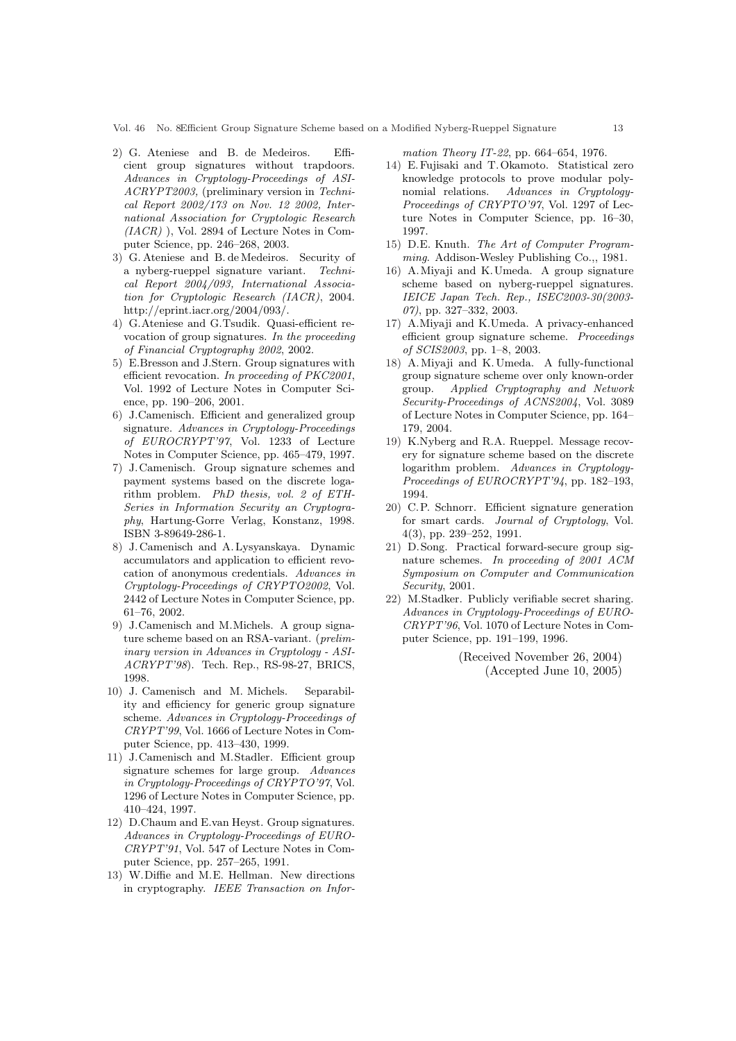2) G. Ateniese and B. de Medeiros. Efficient group signatures without trapdoors. *Advances in Cryptology-Proceedings of ASIACRYPT2003*, (preliminary version in *Technical Report 2002/173 on Nov. 12 2002, International Association for Cryptologic Research (IACR)* ), Vol. 2894 of Lecture Notes in Computer Science, pp. 246–268, 2003.
3) G. Ateniese and B. de Medeiros. Security of a nyberg-rueppel signature variant. *Technical Report 2004/093, International Association for Cryptologic Research (IACR)*, 2004. http://eprint.iacr.org/2004/093/.
4) G.Ateniese and G.Tsudik. Quasi-efficient revocation of group signatures. *In the proceeding of Financial Cryptography 2002*, 2002.
5) E.Bresson and J.Stern. Group signatures with efficient revocation. *In proceeding of PKC2001*, Vol. 1992 of Lecture Notes in Computer Science, pp. 190–206, 2001.
6) J.Camenisch. Efficient and generalized group signature. *Advances in Cryptology-Proceedings of EUROCRYPT'97*, Vol. 1233 of Lecture Notes in Computer Science, pp. 465–479, 1997.
7) J.Camenisch. Group signature schemes and payment systems based on the discrete logarithm problem. *PhD thesis, vol. 2 of ETH-Series in Information Security an Cryptography*, Hartung-Gorre Verlag, Konstanz, 1998. ISBN 3-89649-286-1.
8) J.Camenisch and A.Lysyanskaya. Dynamic accumulators and application to efficient revocation of anonymous credentials. *Advances in Cryptology-Proceedings of CRYPTO2002*, Vol. 2442 of Lecture Notes in Computer Science, pp. 61–76, 2002.
9) J.Camenisch and M.Michels. A group signature scheme based on an RSA-variant. (*preliminary version in Advances in Cryptology - ASIACRYPT'98*). Tech. Rep., RS-98-27, BRICS, 1998.
10) J. Camenisch and M. Michels. Separability and efficiency for generic group signature scheme. *Advances in Cryptology-Proceedings of CRYPT'99*, Vol. 1666 of Lecture Notes in Computer Science, pp. 413–430, 1999.
11) J.Camenisch and M.Stadler. Efficient group signature schemes for large group. *Advances in Cryptology-Proceedings of CRYPTO'97*, Vol. 1296 of Lecture Notes in Computer Science, pp. 410–424, 1997.
12) D.Chaum and E.van Heyst. Group signatures. *Advances in Cryptology-Proceedings of EUROCRYPT'91*, Vol. 547 of Lecture Notes in Computer Science, pp. 257–265, 1991.
13) W.Diffie and M.E. Hellman. New directions in cryptography. *IEEE Transaction on Information Theory IT-22*, pp. 664–654, 1976.
14) E.Fujisaki and T.Okamoto. Statistical zero knowledge protocols to prove modular polynomial relations. *Advances in Cryptology-Proceedings of CRYPTO'97*, Vol. 1297 of Lecture Notes in Computer Science, pp. 16–30, 1997.
15) D.E. Knuth. *The Art of Computer Programming*. Addison-Wesley Publishing Co.,, 1981.
16) A.Miyaji and K.Umeda. A group signature scheme based on nyberg-rueppel signatures. *IEICE Japan Tech. Rep., ISEC2003-30(2003-07)*, pp. 327–332, 2003.
17) A.Miyaji and K.Umeda. A privacy-enhanced efficient group signature scheme. *Proceedings of SCIS2003*, pp. 1–8, 2003.
18) A.Miyaji and K.Umeda. A fully-functional group signature scheme over only known-order group. *Applied Cryptography and Network Security-Proceedings of ACNS2004*, Vol. 3089 of Lecture Notes in Computer Science, pp. 164–179, 2004.
19) K.Nyberg and R.A. Rueppel. Message recovery for signature scheme based on the discrete logarithm problem. *Advances in Cryptology-Proceedings of EUROCRYPT'94*, pp. 182–193, 1994.
20) C.P. Schnorr. Efficient signature generation for smart cards. *Journal of Cryptology*, Vol. 4(3), pp. 239–252, 1991.
21) D.Song. Practical forward-secure group signature schemes. *In proceeding of 2001 ACM Symposium on Computer and Communication Security*, 2001.
22) M.Stadker. Publicly verifiable secret sharing. *Advances in Cryptology-Proceedings of EUROCRYPT'96*, Vol. 1070 of Lecture Notes in Computer Science, pp. 191–199, 1996.

(Received November 26, 2004)
(Accepted June 10, 2005)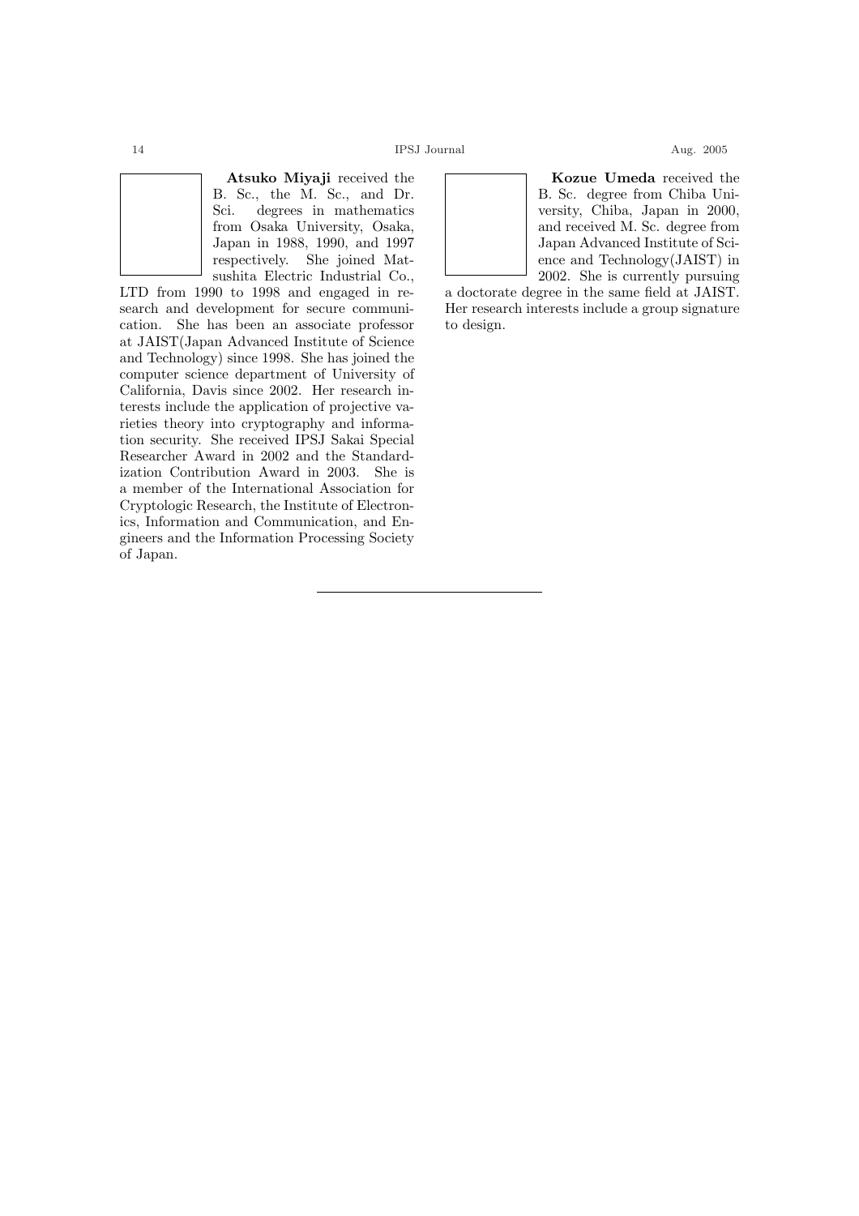**Atsuko Miyaji** received the B. Sc., the M. Sc., and Dr. Sci. degrees in mathematics from Osaka University, Osaka, Japan in 1988, 1990, and 1997 respectively. She joined Matsushita Electric Industrial Co., LTD from 1990 to 1998 and engaged in research and development for secure communication. She has been an associate professor at JAIST(Japan Advanced Institute of Science and Technology) since 1998. She has joined the computer science department of University of California, Davis since 2002. Her research interests include the application of projective varieties theory into cryptography and information security. She received IPSJ Sakai Special Researcher Award in 2002 and the Standardization Contribution Award in 2003. She is a member of the International Association for Cryptologic Research, the Institute of Electronics, Information and Communication, and Engineers and the Information Processing Society of Japan.

**Kozue Umeda** received the B. Sc. degree from Chiba University, Chiba, Japan in 2000, and received M. Sc. degree from Japan Advanced Institute of Science and Technology(JAIST) in 2002. She is currently pursuing a doctorate degree in the same field at JAIST. Her research interests include a group signature to design.